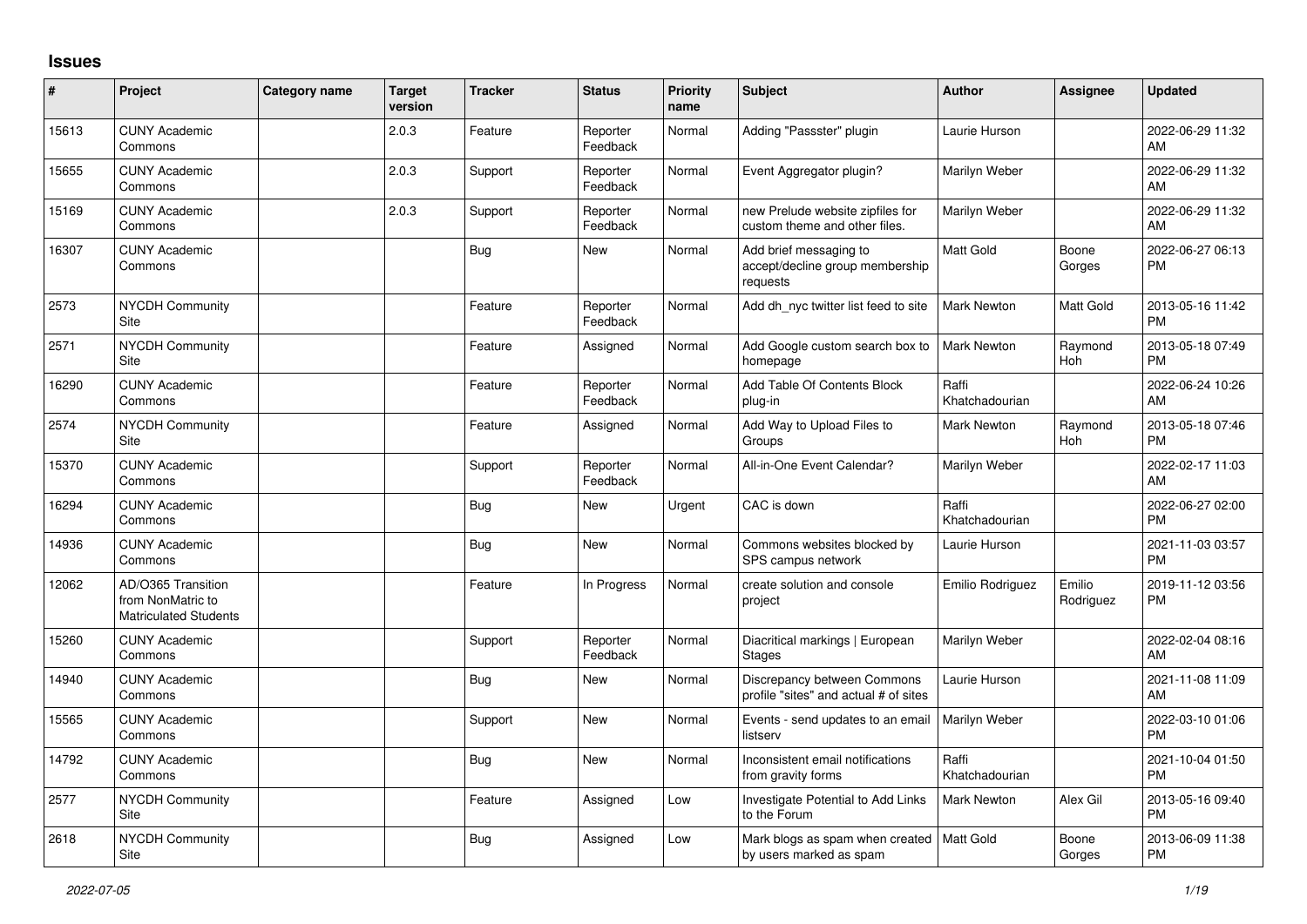# Issues

| # | Project | Category name | Target version | Tracker | Status | Priority name | Subject | Author | Assignee | Updated |
|---|---|---|---|---|---|---|---|---|---|---|
| 15613 | CUNY Academic Commons | | 2.0.3 | Feature | Reporter Feedback | Normal | Adding "Passster" plugin | Laurie Hurson | | 2022-06-29 11:32 AM |
| 15655 | CUNY Academic Commons | | 2.0.3 | Support | Reporter Feedback | Normal | Event Aggregator plugin? | Marilyn Weber | | 2022-06-29 11:32 AM |
| 15169 | CUNY Academic Commons | | 2.0.3 | Support | Reporter Feedback | Normal | new Prelude website zipfiles for custom theme and other files. | Marilyn Weber | | 2022-06-29 11:32 AM |
| 16307 | CUNY Academic Commons | | | Bug | New | Normal | Add brief messaging to accept/decline group membership requests | Matt Gold | Boone Gorges | 2022-06-27 06:13 PM |
| 2573 | NYCDH Community Site | | | Feature | Reporter Feedback | Normal | Add dh_nyc twitter list feed to site | Mark Newton | Matt Gold | 2013-05-16 11:42 PM |
| 2571 | NYCDH Community Site | | | Feature | Assigned | Normal | Add Google custom search box to homepage | Mark Newton | Raymond Hoh | 2013-05-18 07:49 PM |
| 16290 | CUNY Academic Commons | | | Feature | Reporter Feedback | Normal | Add Table Of Contents Block plug-in | Raffi Khatchadourian | | 2022-06-24 10:26 AM |
| 2574 | NYCDH Community Site | | | Feature | Assigned | Normal | Add Way to Upload Files to Groups | Mark Newton | Raymond Hoh | 2013-05-18 07:46 PM |
| 15370 | CUNY Academic Commons | | | Support | Reporter Feedback | Normal | All-in-One Event Calendar? | Marilyn Weber | | 2022-02-17 11:03 AM |
| 16294 | CUNY Academic Commons | | | Bug | New | Urgent | CAC is down | Raffi Khatchadourian | | 2022-06-27 02:00 PM |
| 14936 | CUNY Academic Commons | | | Bug | New | Normal | Commons websites blocked by SPS campus network | Laurie Hurson | | 2021-11-03 03:57 PM |
| 12062 | AD/O365 Transition from NonMatric to Matriculated Students | | | Feature | In Progress | Normal | create solution and console project | Emilio Rodriguez | Emilio Rodriguez | 2019-11-12 03:56 PM |
| 15260 | CUNY Academic Commons | | | Support | Reporter Feedback | Normal | Diacritical markings \| European Stages | Marilyn Weber | | 2022-02-04 08:16 AM |
| 14940 | CUNY Academic Commons | | | Bug | New | Normal | Discrepancy between Commons profile "sites" and actual # of sites | Laurie Hurson | | 2021-11-08 11:09 AM |
| 15565 | CUNY Academic Commons | | | Support | New | Normal | Events - send updates to an email listserv | Marilyn Weber | | 2022-03-10 01:06 PM |
| 14792 | CUNY Academic Commons | | | Bug | New | Normal | Inconsistent email notifications from gravity forms | Raffi Khatchadourian | | 2021-10-04 01:50 PM |
| 2577 | NYCDH Community Site | | | Feature | Assigned | Low | Investigate Potential to Add Links to the Forum | Mark Newton | Alex Gil | 2013-05-16 09:40 PM |
| 2618 | NYCDH Community Site | | | Bug | Assigned | Low | Mark blogs as spam when created by users marked as spam | Matt Gold | Boone Gorges | 2013-06-09 11:38 PM |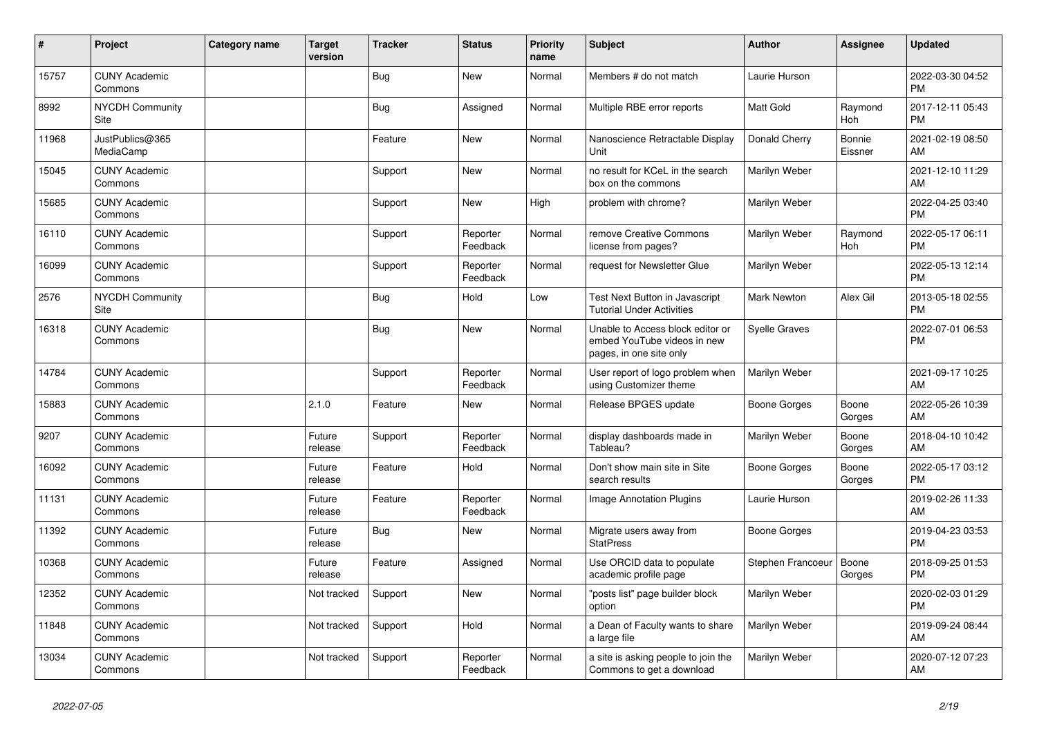| # | Project | Category name | Target version | Tracker | Status | Priority name | Subject | Author | Assignee | Updated |
|---|---|---|---|---|---|---|---|---|---|---|
| 15757 | CUNY Academic Commons | | | Bug | New | Normal | Members # do not match | Laurie Hurson | | 2022-03-30 04:52 PM |
| 8992 | NYCDH Community Site | | | Bug | Assigned | Normal | Multiple RBE error reports | Matt Gold | Raymond Hoh | 2017-12-11 05:43 PM |
| 11968 | JustPublics@365 MediaCamp | | | Feature | New | Normal | Nanoscience Retractable Display Unit | Donald Cherry | Bonnie Eissner | 2021-02-19 08:50 AM |
| 15045 | CUNY Academic Commons | | | Support | New | Normal | no result for KCeL in the search box on the commons | Marilyn Weber | | 2021-12-10 11:29 AM |
| 15685 | CUNY Academic Commons | | | Support | New | High | problem with chrome? | Marilyn Weber | | 2022-04-25 03:40 PM |
| 16110 | CUNY Academic Commons | | | Support | Reporter Feedback | Normal | remove Creative Commons license from pages? | Marilyn Weber | Raymond Hoh | 2022-05-17 06:11 PM |
| 16099 | CUNY Academic Commons | | | Support | Reporter Feedback | Normal | request for Newsletter Glue | Marilyn Weber | | 2022-05-13 12:14 PM |
| 2576 | NYCDH Community Site | | | Bug | Hold | Low | Test Next Button in Javascript Tutorial Under Activities | Mark Newton | Alex Gil | 2013-05-18 02:55 PM |
| 16318 | CUNY Academic Commons | | | Bug | New | Normal | Unable to Access block editor or embed YouTube videos in new pages, in one site only | Syelle Graves | | 2022-07-01 06:53 PM |
| 14784 | CUNY Academic Commons | | | Support | Reporter Feedback | Normal | User report of logo problem when using Customizer theme | Marilyn Weber | | 2021-09-17 10:25 AM |
| 15883 | CUNY Academic Commons | | 2.1.0 | Feature | New | Normal | Release BPGES update | Boone Gorges | Boone Gorges | 2022-05-26 10:39 AM |
| 9207 | CUNY Academic Commons | | Future release | Support | Reporter Feedback | Normal | display dashboards made in Tableau? | Marilyn Weber | Boone Gorges | 2018-04-10 10:42 AM |
| 16092 | CUNY Academic Commons | | Future release | Feature | Hold | Normal | Don't show main site in Site search results | Boone Gorges | Boone Gorges | 2022-05-17 03:12 PM |
| 11131 | CUNY Academic Commons | | Future release | Feature | Reporter Feedback | Normal | Image Annotation Plugins | Laurie Hurson | | 2019-02-26 11:33 AM |
| 11392 | CUNY Academic Commons | | Future release | Bug | New | Normal | Migrate users away from StatPress | Boone Gorges | | 2019-04-23 03:53 PM |
| 10368 | CUNY Academic Commons | | Future release | Feature | Assigned | Normal | Use ORCID data to populate academic profile page | Stephen Francoeur | Boone Gorges | 2018-09-25 01:53 PM |
| 12352 | CUNY Academic Commons | | Not tracked | Support | New | Normal | "posts list" page builder block option | Marilyn Weber | | 2020-02-03 01:29 PM |
| 11848 | CUNY Academic Commons | | Not tracked | Support | Hold | Normal | a Dean of Faculty wants to share a large file | Marilyn Weber | | 2019-09-24 08:44 AM |
| 13034 | CUNY Academic Commons | | Not tracked | Support | Reporter Feedback | Normal | a site is asking people to join the Commons to get a download | Marilyn Weber | | 2020-07-12 07:23 AM |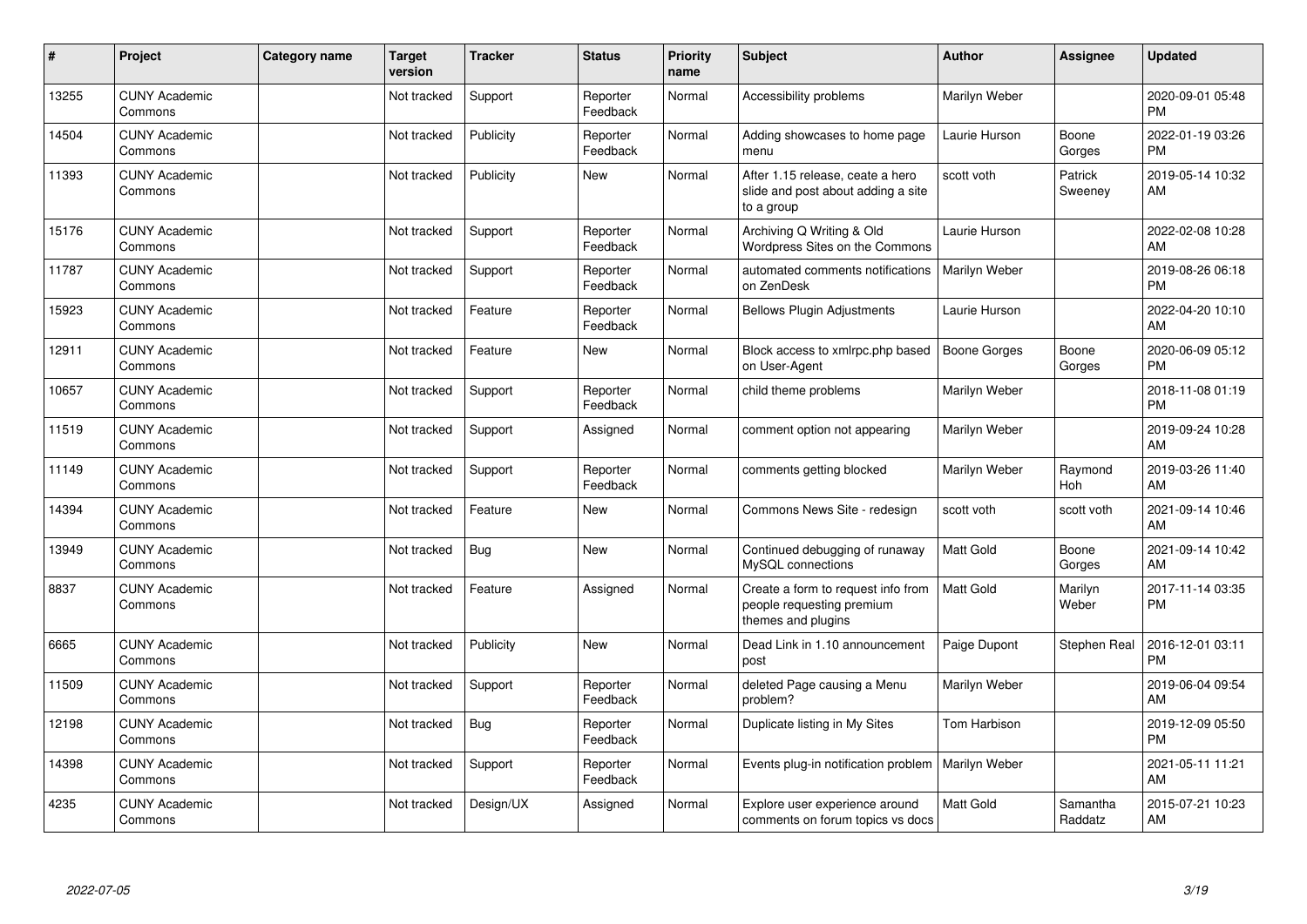| # | Project | Category name | Target version | Tracker | Status | Priority name | Subject | Author | Assignee | Updated |
|---|---|---|---|---|---|---|---|---|---|---|
| 13255 | CUNY Academic Commons | | Not tracked | Support | Reporter Feedback | Normal | Accessibility problems | Marilyn Weber | | 2020-09-01 05:48 PM |
| 14504 | CUNY Academic Commons | | Not tracked | Publicity | Reporter Feedback | Normal | Adding showcases to home page menu | Laurie Hurson | Boone Gorges | 2022-01-19 03:26 PM |
| 11393 | CUNY Academic Commons | | Not tracked | Publicity | New | Normal | After 1.15 release, ceate a hero slide and post about adding a site to a group | scott voth | Patrick Sweeney | 2019-05-14 10:32 AM |
| 15176 | CUNY Academic Commons | | Not tracked | Support | Reporter Feedback | Normal | Archiving Q Writing & Old Wordpress Sites on the Commons | Laurie Hurson | | 2022-02-08 10:28 AM |
| 11787 | CUNY Academic Commons | | Not tracked | Support | Reporter Feedback | Normal | automated comments notifications on ZenDesk | Marilyn Weber | | 2019-08-26 06:18 PM |
| 15923 | CUNY Academic Commons | | Not tracked | Feature | Reporter Feedback | Normal | Bellows Plugin Adjustments | Laurie Hurson | | 2022-04-20 10:10 AM |
| 12911 | CUNY Academic Commons | | Not tracked | Feature | New | Normal | Block access to xmlrpc.php based on User-Agent | Boone Gorges | Boone Gorges | 2020-06-09 05:12 PM |
| 10657 | CUNY Academic Commons | | Not tracked | Support | Reporter Feedback | Normal | child theme problems | Marilyn Weber | | 2018-11-08 01:19 PM |
| 11519 | CUNY Academic Commons | | Not tracked | Support | Assigned | Normal | comment option not appearing | Marilyn Weber | | 2019-09-24 10:28 AM |
| 11149 | CUNY Academic Commons | | Not tracked | Support | Reporter Feedback | Normal | comments getting blocked | Marilyn Weber | Raymond Hoh | 2019-03-26 11:40 AM |
| 14394 | CUNY Academic Commons | | Not tracked | Feature | New | Normal | Commons News Site - redesign | scott voth | scott voth | 2021-09-14 10:46 AM |
| 13949 | CUNY Academic Commons | | Not tracked | Bug | New | Normal | Continued debugging of runaway MySQL connections | Matt Gold | Boone Gorges | 2021-09-14 10:42 AM |
| 8837 | CUNY Academic Commons | | Not tracked | Feature | Assigned | Normal | Create a form to request info from people requesting premium themes and plugins | Matt Gold | Marilyn Weber | 2017-11-14 03:35 PM |
| 6665 | CUNY Academic Commons | | Not tracked | Publicity | New | Normal | Dead Link in 1.10 announcement post | Paige Dupont | Stephen Real | 2016-12-01 03:11 PM |
| 11509 | CUNY Academic Commons | | Not tracked | Support | Reporter Feedback | Normal | deleted Page causing a Menu problem? | Marilyn Weber | | 2019-06-04 09:54 AM |
| 12198 | CUNY Academic Commons | | Not tracked | Bug | Reporter Feedback | Normal | Duplicate listing in My Sites | Tom Harbison | | 2019-12-09 05:50 PM |
| 14398 | CUNY Academic Commons | | Not tracked | Support | Reporter Feedback | Normal | Events plug-in notification problem | Marilyn Weber | | 2021-05-11 11:21 AM |
| 4235 | CUNY Academic Commons | | Not tracked | Design/UX | Assigned | Normal | Explore user experience around comments on forum topics vs docs | Matt Gold | Samantha Raddatz | 2015-07-21 10:23 AM |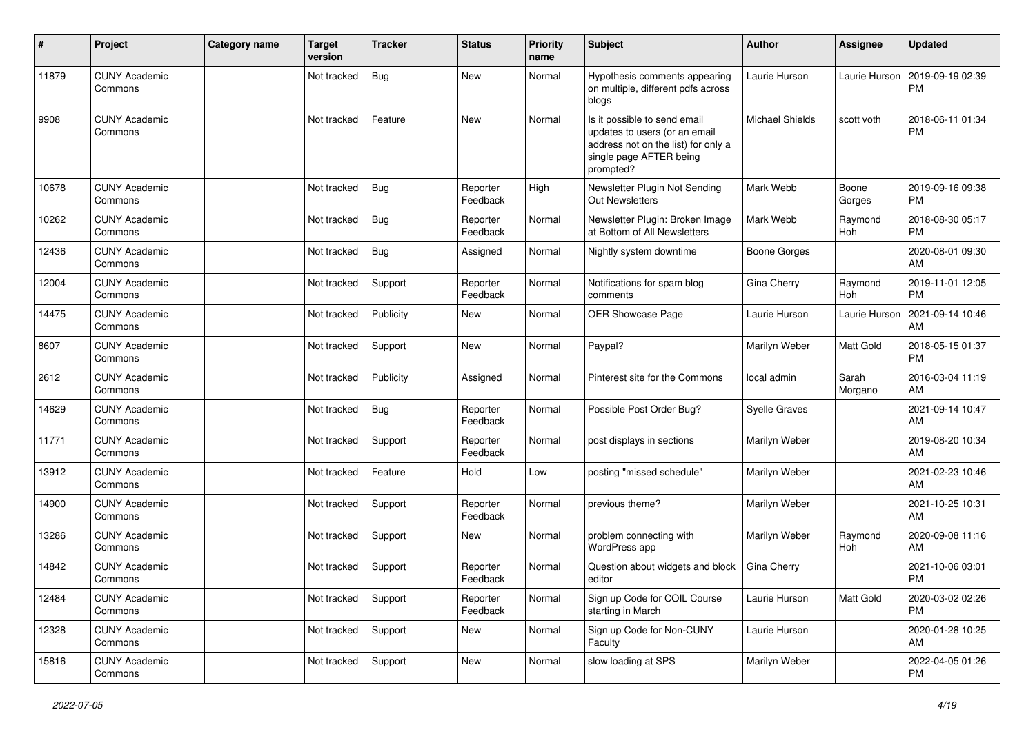| # | Project | Category name | Target version | Tracker | Status | Priority name | Subject | Author | Assignee | Updated |
|---|---|---|---|---|---|---|---|---|---|---|
| 11879 | CUNY Academic Commons | | Not tracked | Bug | New | Normal | Hypothesis comments appearing on multiple, different pdfs across blogs | Laurie Hurson | Laurie Hurson | 2019-09-19 02:39 PM |
| 9908 | CUNY Academic Commons | | Not tracked | Feature | New | Normal | Is it possible to send email updates to users (or an email address not on the list) for only a single page AFTER being prompted? | Michael Shields | scott voth | 2018-06-11 01:34 PM |
| 10678 | CUNY Academic Commons | | Not tracked | Bug | Reporter Feedback | High | Newsletter Plugin Not Sending Out Newsletters | Mark Webb | Boone Gorges | 2019-09-16 09:38 PM |
| 10262 | CUNY Academic Commons | | Not tracked | Bug | Reporter Feedback | Normal | Newsletter Plugin: Broken Image at Bottom of All Newsletters | Mark Webb | Raymond Hoh | 2018-08-30 05:17 PM |
| 12436 | CUNY Academic Commons | | Not tracked | Bug | Assigned | Normal | Nightly system downtime | Boone Gorges | | 2020-08-01 09:30 AM |
| 12004 | CUNY Academic Commons | | Not tracked | Support | Reporter Feedback | Normal | Notifications for spam blog comments | Gina Cherry | Raymond Hoh | 2019-11-01 12:05 PM |
| 14475 | CUNY Academic Commons | | Not tracked | Publicity | New | Normal | OER Showcase Page | Laurie Hurson | Laurie Hurson | 2021-09-14 10:46 AM |
| 8607 | CUNY Academic Commons | | Not tracked | Support | New | Normal | Paypal? | Marilyn Weber | Matt Gold | 2018-05-15 01:37 PM |
| 2612 | CUNY Academic Commons | | Not tracked | Publicity | Assigned | Normal | Pinterest site for the Commons | local admin | Sarah Morgano | 2016-03-04 11:19 AM |
| 14629 | CUNY Academic Commons | | Not tracked | Bug | Reporter Feedback | Normal | Possible Post Order Bug? | Syelle Graves | | 2021-09-14 10:47 AM |
| 11771 | CUNY Academic Commons | | Not tracked | Support | Reporter Feedback | Normal | post displays in sections | Marilyn Weber | | 2019-08-20 10:34 AM |
| 13912 | CUNY Academic Commons | | Not tracked | Feature | Hold | Low | posting "missed schedule" | Marilyn Weber | | 2021-02-23 10:46 AM |
| 14900 | CUNY Academic Commons | | Not tracked | Support | Reporter Feedback | Normal | previous theme? | Marilyn Weber | | 2021-10-25 10:31 AM |
| 13286 | CUNY Academic Commons | | Not tracked | Support | New | Normal | problem connecting with WordPress app | Marilyn Weber | Raymond Hoh | 2020-09-08 11:16 AM |
| 14842 | CUNY Academic Commons | | Not tracked | Support | Reporter Feedback | Normal | Question about widgets and block editor | Gina Cherry | | 2021-10-06 03:01 PM |
| 12484 | CUNY Academic Commons | | Not tracked | Support | Reporter Feedback | Normal | Sign up Code for COIL Course starting in March | Laurie Hurson | Matt Gold | 2020-03-02 02:26 PM |
| 12328 | CUNY Academic Commons | | Not tracked | Support | New | Normal | Sign up Code for Non-CUNY Faculty | Laurie Hurson | | 2020-01-28 10:25 AM |
| 15816 | CUNY Academic Commons | | Not tracked | Support | New | Normal | slow loading at SPS | Marilyn Weber | | 2022-04-05 01:26 PM |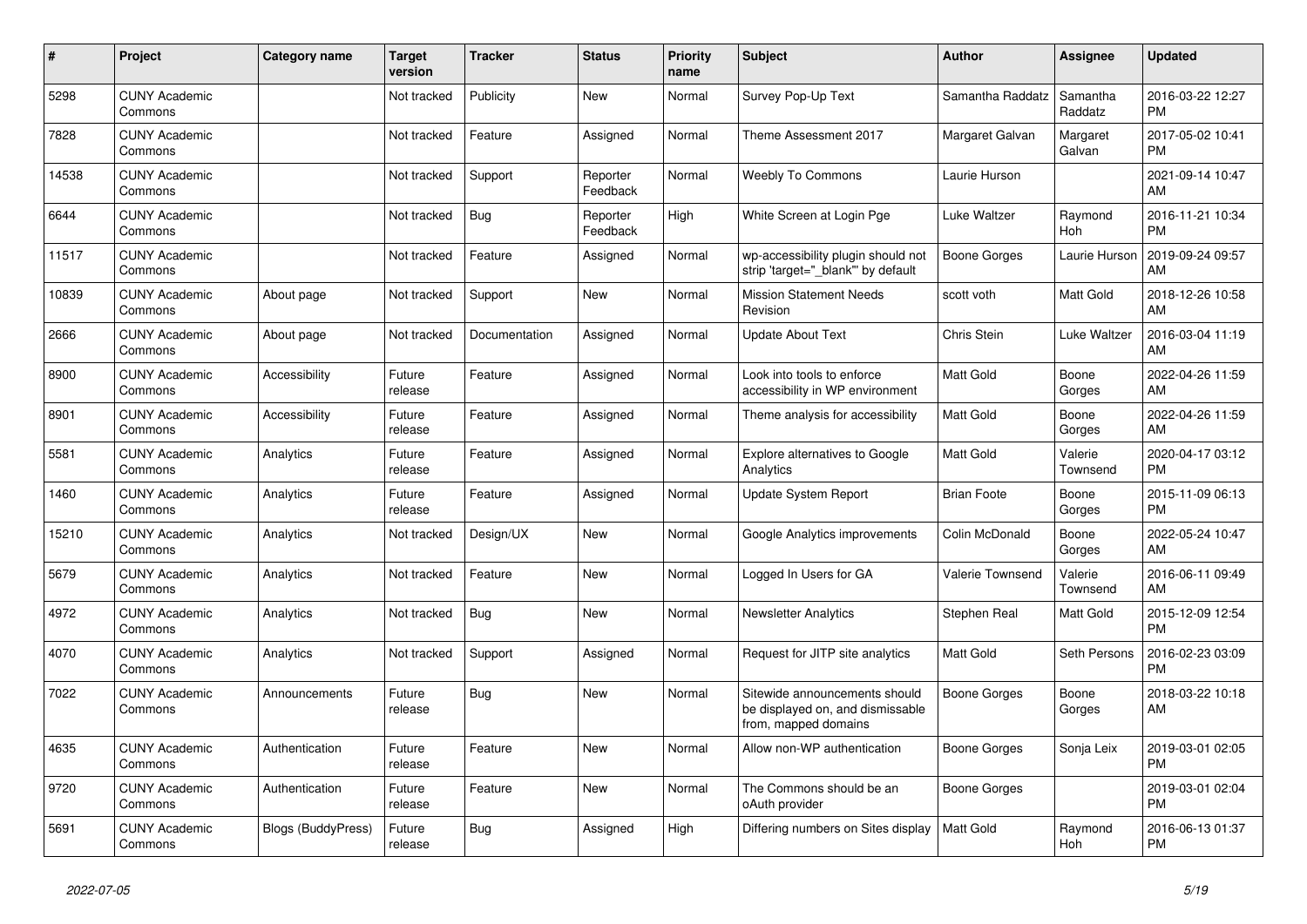| # | Project | Category name | Target version | Tracker | Status | Priority name | Subject | Author | Assignee | Updated |
|---|---|---|---|---|---|---|---|---|---|---|
| 5298 | CUNY Academic Commons | | Not tracked | Publicity | New | Normal | Survey Pop-Up Text | Samantha Raddatz | Samantha Raddatz | 2016-03-22 12:27 PM |
| 7828 | CUNY Academic Commons | | Not tracked | Feature | Assigned | Normal | Theme Assessment 2017 | Margaret Galvan | Margaret Galvan | 2017-05-02 10:41 PM |
| 14538 | CUNY Academic Commons | | Not tracked | Support | Reporter Feedback | Normal | Weebly To Commons | Laurie Hurson | | 2021-09-14 10:47 AM |
| 6644 | CUNY Academic Commons | | Not tracked | Bug | Reporter Feedback | High | White Screen at Login Pge | Luke Waltzer | Raymond Hoh | 2016-11-21 10:34 PM |
| 11517 | CUNY Academic Commons | | Not tracked | Feature | Assigned | Normal | wp-accessibility plugin should not strip 'target="_blank"' by default | Boone Gorges | Laurie Hurson | 2019-09-24 09:57 AM |
| 10839 | CUNY Academic Commons | About page | Not tracked | Support | New | Normal | Mission Statement Needs Revision | scott voth | Matt Gold | 2018-12-26 10:58 AM |
| 2666 | CUNY Academic Commons | About page | Not tracked | Documentation | Assigned | Normal | Update About Text | Chris Stein | Luke Waltzer | 2016-03-04 11:19 AM |
| 8900 | CUNY Academic Commons | Accessibility | Future release | Feature | Assigned | Normal | Look into tools to enforce accessibility in WP environment | Matt Gold | Boone Gorges | 2022-04-26 11:59 AM |
| 8901 | CUNY Academic Commons | Accessibility | Future release | Feature | Assigned | Normal | Theme analysis for accessibility | Matt Gold | Boone Gorges | 2022-04-26 11:59 AM |
| 5581 | CUNY Academic Commons | Analytics | Future release | Feature | Assigned | Normal | Explore alternatives to Google Analytics | Matt Gold | Valerie Townsend | 2020-04-17 03:12 PM |
| 1460 | CUNY Academic Commons | Analytics | Future release | Feature | Assigned | Normal | Update System Report | Brian Foote | Boone Gorges | 2015-11-09 06:13 PM |
| 15210 | CUNY Academic Commons | Analytics | Not tracked | Design/UX | New | Normal | Google Analytics improvements | Colin McDonald | Boone Gorges | 2022-05-24 10:47 AM |
| 5679 | CUNY Academic Commons | Analytics | Not tracked | Feature | New | Normal | Logged In Users for GA | Valerie Townsend | Valerie Townsend | 2016-06-11 09:49 AM |
| 4972 | CUNY Academic Commons | Analytics | Not tracked | Bug | New | Normal | Newsletter Analytics | Stephen Real | Matt Gold | 2015-12-09 12:54 PM |
| 4070 | CUNY Academic Commons | Analytics | Not tracked | Support | Assigned | Normal | Request for JITP site analytics | Matt Gold | Seth Persons | 2016-02-23 03:09 PM |
| 7022 | CUNY Academic Commons | Announcements | Future release | Bug | New | Normal | Sitewide announcements should be displayed on, and dismissable from, mapped domains | Boone Gorges | Boone Gorges | 2018-03-22 10:18 AM |
| 4635 | CUNY Academic Commons | Authentication | Future release | Feature | New | Normal | Allow non-WP authentication | Boone Gorges | Sonja Leix | 2019-03-01 02:05 PM |
| 9720 | CUNY Academic Commons | Authentication | Future release | Feature | New | Normal | The Commons should be an oAuth provider | Boone Gorges | | 2019-03-01 02:04 PM |
| 5691 | CUNY Academic Commons | Blogs (BuddyPress) | Future release | Bug | Assigned | High | Differing numbers on Sites display | Matt Gold | Raymond Hoh | 2016-06-13 01:37 PM |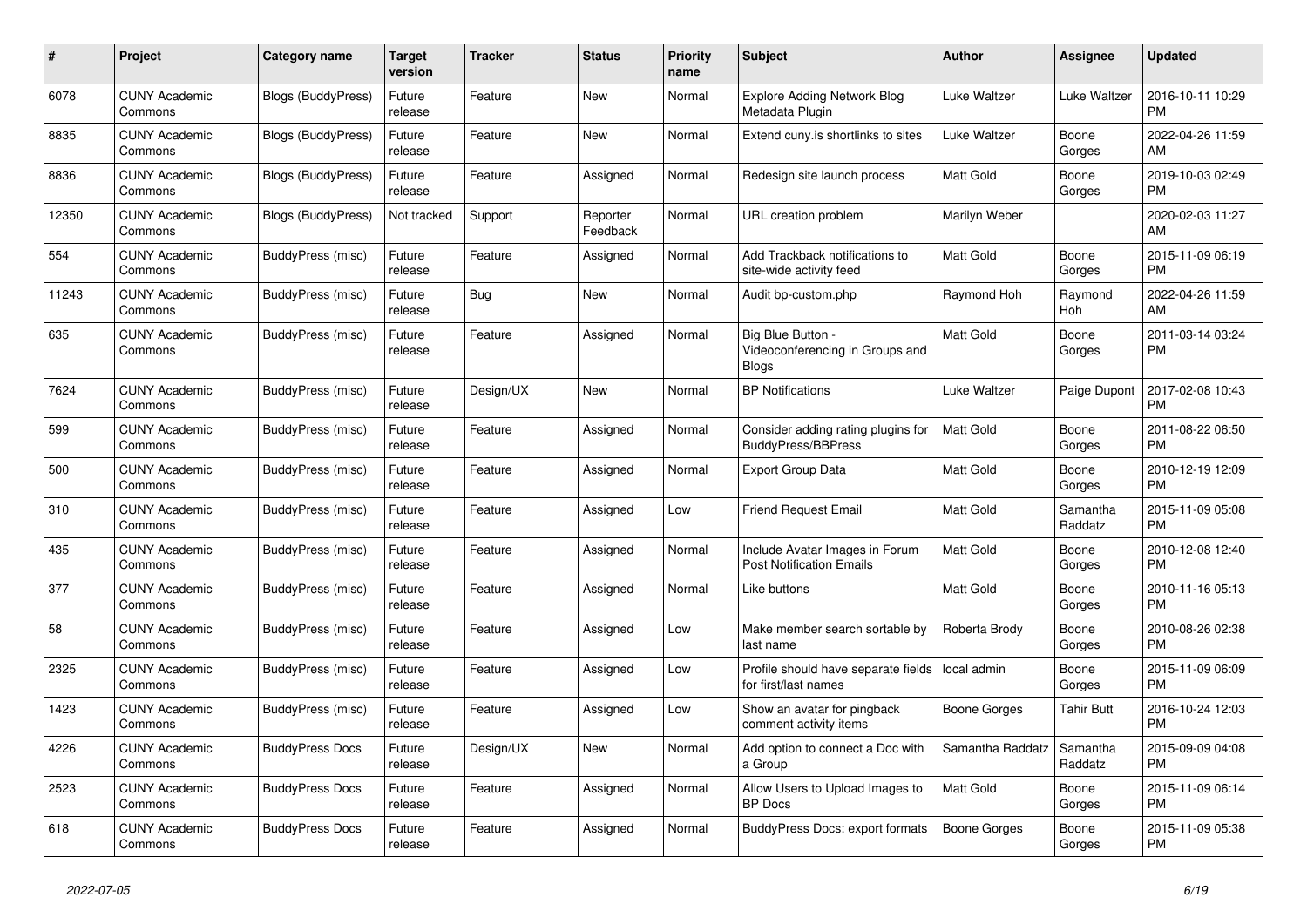| # | Project | Category name | Target version | Tracker | Status | Priority name | Subject | Author | Assignee | Updated |
|---|---|---|---|---|---|---|---|---|---|---|
| 6078 | CUNY Academic Commons | Blogs (BuddyPress) | Future release | Feature | New | Normal | Explore Adding Network Blog Metadata Plugin | Luke Waltzer | Luke Waltzer | 2016-10-11 10:29 PM |
| 8835 | CUNY Academic Commons | Blogs (BuddyPress) | Future release | Feature | New | Normal | Extend cuny.is shortlinks to sites | Luke Waltzer | Boone Gorges | 2022-04-26 11:59 AM |
| 8836 | CUNY Academic Commons | Blogs (BuddyPress) | Future release | Feature | Assigned | Normal | Redesign site launch process | Matt Gold | Boone Gorges | 2019-10-03 02:49 PM |
| 12350 | CUNY Academic Commons | Blogs (BuddyPress) | Not tracked | Support | Reporter Feedback | Normal | URL creation problem | Marilyn Weber | | 2020-02-03 11:27 AM |
| 554 | CUNY Academic Commons | BuddyPress (misc) | Future release | Feature | Assigned | Normal | Add Trackback notifications to site-wide activity feed | Matt Gold | Boone Gorges | 2015-11-09 06:19 PM |
| 11243 | CUNY Academic Commons | BuddyPress (misc) | Future release | Bug | New | Normal | Audit bp-custom.php | Raymond Hoh | Raymond Hoh | 2022-04-26 11:59 AM |
| 635 | CUNY Academic Commons | BuddyPress (misc) | Future release | Feature | Assigned | Normal | Big Blue Button - Videoconferencing in Groups and Blogs | Matt Gold | Boone Gorges | 2011-03-14 03:24 PM |
| 7624 | CUNY Academic Commons | BuddyPress (misc) | Future release | Design/UX | New | Normal | BP Notifications | Luke Waltzer | Paige Dupont | 2017-02-08 10:43 PM |
| 599 | CUNY Academic Commons | BuddyPress (misc) | Future release | Feature | Assigned | Normal | Consider adding rating plugins for BuddyPress/BBPress | Matt Gold | Boone Gorges | 2011-08-22 06:50 PM |
| 500 | CUNY Academic Commons | BuddyPress (misc) | Future release | Feature | Assigned | Normal | Export Group Data | Matt Gold | Boone Gorges | 2010-12-19 12:09 PM |
| 310 | CUNY Academic Commons | BuddyPress (misc) | Future release | Feature | Assigned | Low | Friend Request Email | Matt Gold | Samantha Raddatz | 2015-11-09 05:08 PM |
| 435 | CUNY Academic Commons | BuddyPress (misc) | Future release | Feature | Assigned | Normal | Include Avatar Images in Forum Post Notification Emails | Matt Gold | Boone Gorges | 2010-12-08 12:40 PM |
| 377 | CUNY Academic Commons | BuddyPress (misc) | Future release | Feature | Assigned | Normal | Like buttons | Matt Gold | Boone Gorges | 2010-11-16 05:13 PM |
| 58 | CUNY Academic Commons | BuddyPress (misc) | Future release | Feature | Assigned | Low | Make member search sortable by last name | Roberta Brody | Boone Gorges | 2010-08-26 02:38 PM |
| 2325 | CUNY Academic Commons | BuddyPress (misc) | Future release | Feature | Assigned | Low | Profile should have separate fields for first/last names | local admin | Boone Gorges | 2015-11-09 06:09 PM |
| 1423 | CUNY Academic Commons | BuddyPress (misc) | Future release | Feature | Assigned | Low | Show an avatar for pingback comment activity items | Boone Gorges | Tahir Butt | 2016-10-24 12:03 PM |
| 4226 | CUNY Academic Commons | BuddyPress Docs | Future release | Design/UX | New | Normal | Add option to connect a Doc with a Group | Samantha Raddatz | Samantha Raddatz | 2015-09-09 04:08 PM |
| 2523 | CUNY Academic Commons | BuddyPress Docs | Future release | Feature | Assigned | Normal | Allow Users to Upload Images to BP Docs | Matt Gold | Boone Gorges | 2015-11-09 06:14 PM |
| 618 | CUNY Academic Commons | BuddyPress Docs | Future release | Feature | Assigned | Normal | BuddyPress Docs: export formats | Boone Gorges | Boone Gorges | 2015-11-09 05:38 PM |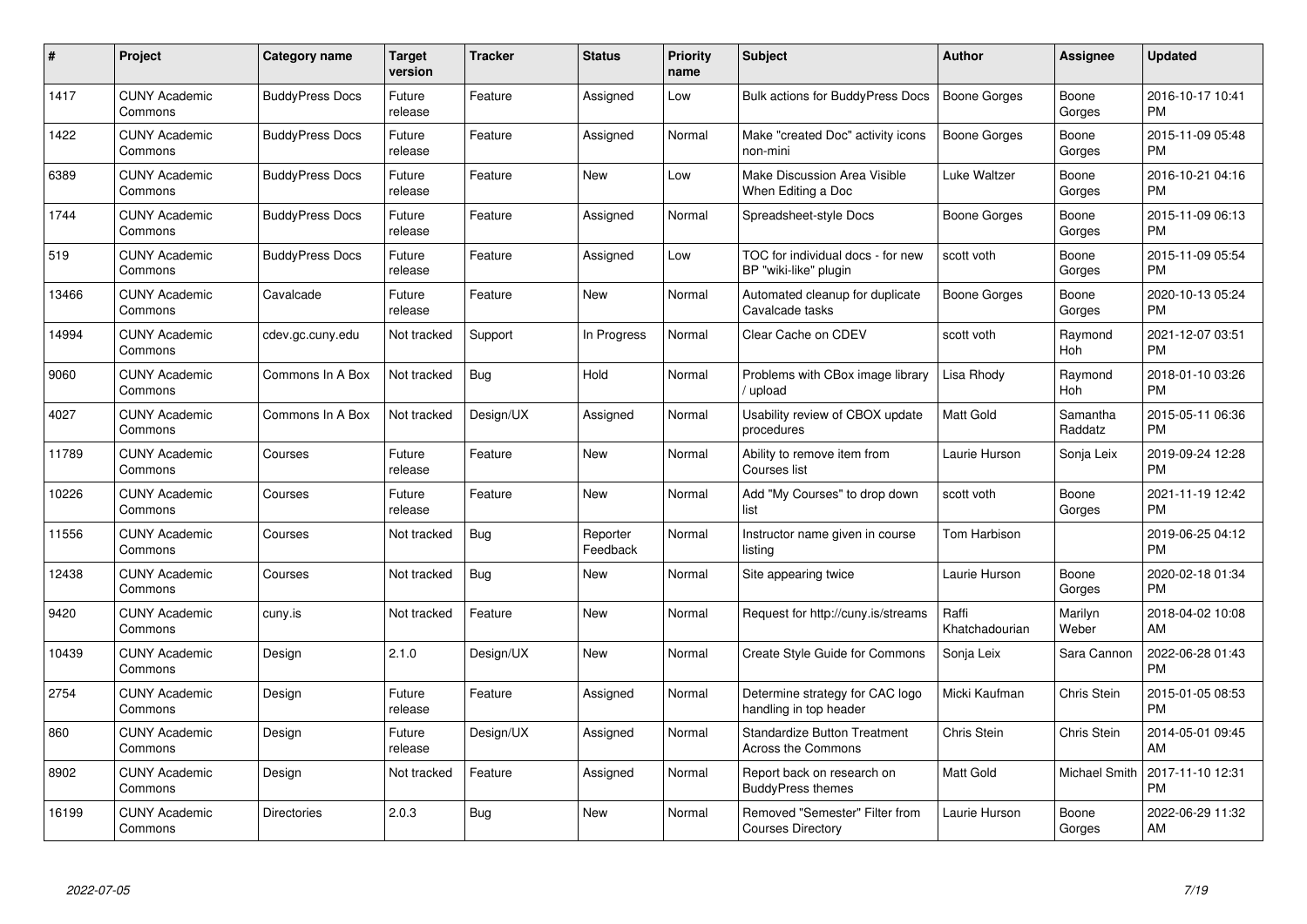| # | Project | Category name | Target version | Tracker | Status | Priority name | Subject | Author | Assignee | Updated |
|---|---|---|---|---|---|---|---|---|---|---|
| 1417 | CUNY Academic Commons | BuddyPress Docs | Future release | Feature | Assigned | Low | Bulk actions for BuddyPress Docs | Boone Gorges | Boone Gorges | 2016-10-17 10:41 PM |
| 1422 | CUNY Academic Commons | BuddyPress Docs | Future release | Feature | Assigned | Normal | Make "created Doc" activity icons non-mini | Boone Gorges | Boone Gorges | 2015-11-09 05:48 PM |
| 6389 | CUNY Academic Commons | BuddyPress Docs | Future release | Feature | New | Low | Make Discussion Area Visible When Editing a Doc | Luke Waltzer | Boone Gorges | 2016-10-21 04:16 PM |
| 1744 | CUNY Academic Commons | BuddyPress Docs | Future release | Feature | Assigned | Normal | Spreadsheet-style Docs | Boone Gorges | Boone Gorges | 2015-11-09 06:13 PM |
| 519 | CUNY Academic Commons | BuddyPress Docs | Future release | Feature | Assigned | Low | TOC for individual docs - for new BP "wiki-like" plugin | scott voth | Boone Gorges | 2015-11-09 05:54 PM |
| 13466 | CUNY Academic Commons | Cavalcade | Future release | Feature | New | Normal | Automated cleanup for duplicate Cavalcade tasks | Boone Gorges | Boone Gorges | 2020-10-13 05:24 PM |
| 14994 | CUNY Academic Commons | cdev.gc.cuny.edu | Not tracked | Support | In Progress | Normal | Clear Cache on CDEV | scott voth | Raymond Hoh | 2021-12-07 03:51 PM |
| 9060 | CUNY Academic Commons | Commons In A Box | Not tracked | Bug | Hold | Normal | Problems with CBox image library / upload | Lisa Rhody | Raymond Hoh | 2018-01-10 03:26 PM |
| 4027 | CUNY Academic Commons | Commons In A Box | Not tracked | Design/UX | Assigned | Normal | Usability review of CBOX update procedures | Matt Gold | Samantha Raddatz | 2015-05-11 06:36 PM |
| 11789 | CUNY Academic Commons | Courses | Future release | Feature | New | Normal | Ability to remove item from Courses list | Laurie Hurson | Sonja Leix | 2019-09-24 12:28 PM |
| 10226 | CUNY Academic Commons | Courses | Future release | Feature | New | Normal | Add "My Courses" to drop down list | scott voth | Boone Gorges | 2021-11-19 12:42 PM |
| 11556 | CUNY Academic Commons | Courses | Not tracked | Bug | Reporter Feedback | Normal | Instructor name given in course listing | Tom Harbison | | 2019-06-25 04:12 PM |
| 12438 | CUNY Academic Commons | Courses | Not tracked | Bug | New | Normal | Site appearing twice | Laurie Hurson | Boone Gorges | 2020-02-18 01:34 PM |
| 9420 | CUNY Academic Commons | cuny.is | Not tracked | Feature | New | Normal | Request for http://cuny.is/streams | Raffi Khatchadourian | Marilyn Weber | 2018-04-02 10:08 AM |
| 10439 | CUNY Academic Commons | Design | 2.1.0 | Design/UX | New | Normal | Create Style Guide for Commons | Sonja Leix | Sara Cannon | 2022-06-28 01:43 PM |
| 2754 | CUNY Academic Commons | Design | Future release | Feature | Assigned | Normal | Determine strategy for CAC logo handling in top header | Micki Kaufman | Chris Stein | 2015-01-05 08:53 PM |
| 860 | CUNY Academic Commons | Design | Future release | Design/UX | Assigned | Normal | Standardize Button Treatment Across the Commons | Chris Stein | Chris Stein | 2014-05-01 09:45 AM |
| 8902 | CUNY Academic Commons | Design | Not tracked | Feature | Assigned | Normal | Report back on research on BuddyPress themes | Matt Gold | Michael Smith | 2017-11-10 12:31 PM |
| 16199 | CUNY Academic Commons | Directories | 2.0.3 | Bug | New | Normal | Removed "Semester" Filter from Courses Directory | Laurie Hurson | Boone Gorges | 2022-06-29 11:32 AM |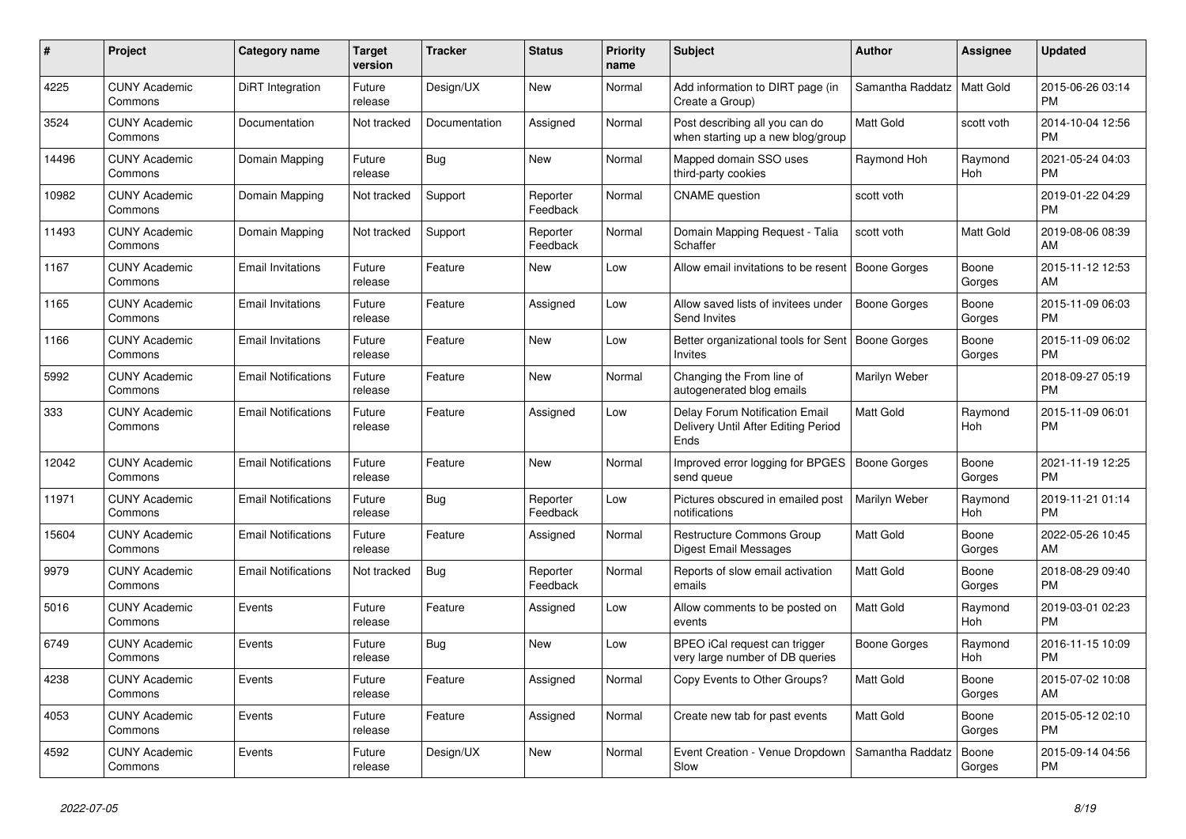| # | Project | Category name | Target version | Tracker | Status | Priority name | Subject | Author | Assignee | Updated |
|---|---|---|---|---|---|---|---|---|---|---|
| 4225 | CUNY Academic Commons | DiRT Integration | Future release | Design/UX | New | Normal | Add information to DIRT page (in Create a Group) | Samantha Raddatz | Matt Gold | 2015-06-26 03:14 PM |
| 3524 | CUNY Academic Commons | Documentation | Not tracked | Documentation | Assigned | Normal | Post describing all you can do when starting up a new blog/group | Matt Gold | scott voth | 2014-10-04 12:56 PM |
| 14496 | CUNY Academic Commons | Domain Mapping | Future release | Bug | New | Normal | Mapped domain SSO uses third-party cookies | Raymond Hoh | Raymond Hoh | 2021-05-24 04:03 PM |
| 10982 | CUNY Academic Commons | Domain Mapping | Not tracked | Support | Reporter Feedback | Normal | CNAME question | scott voth | | 2019-01-22 04:29 PM |
| 11493 | CUNY Academic Commons | Domain Mapping | Not tracked | Support | Reporter Feedback | Normal | Domain Mapping Request - Talia Schaffer | scott voth | Matt Gold | 2019-08-06 08:39 AM |
| 1167 | CUNY Academic Commons | Email Invitations | Future release | Feature | New | Low | Allow email invitations to be resent | Boone Gorges | Boone Gorges | 2015-11-12 12:53 AM |
| 1165 | CUNY Academic Commons | Email Invitations | Future release | Feature | Assigned | Low | Allow saved lists of invitees under Send Invites | Boone Gorges | Boone Gorges | 2015-11-09 06:03 PM |
| 1166 | CUNY Academic Commons | Email Invitations | Future release | Feature | New | Low | Better organizational tools for Sent Invites | Boone Gorges | Boone Gorges | 2015-11-09 06:02 PM |
| 5992 | CUNY Academic Commons | Email Notifications | Future release | Feature | New | Normal | Changing the From line of autogenerated blog emails | Marilyn Weber | | 2018-09-27 05:19 PM |
| 333 | CUNY Academic Commons | Email Notifications | Future release | Feature | Assigned | Low | Delay Forum Notification Email Delivery Until After Editing Period Ends | Matt Gold | Raymond Hoh | 2015-11-09 06:01 PM |
| 12042 | CUNY Academic Commons | Email Notifications | Future release | Feature | New | Normal | Improved error logging for BPGES send queue | Boone Gorges | Boone Gorges | 2021-11-19 12:25 PM |
| 11971 | CUNY Academic Commons | Email Notifications | Future release | Bug | Reporter Feedback | Low | Pictures obscured in emailed post notifications | Marilyn Weber | Raymond Hoh | 2019-11-21 01:14 PM |
| 15604 | CUNY Academic Commons | Email Notifications | Future release | Feature | Assigned | Normal | Restructure Commons Group Digest Email Messages | Matt Gold | Boone Gorges | 2022-05-26 10:45 AM |
| 9979 | CUNY Academic Commons | Email Notifications | Not tracked | Bug | Reporter Feedback | Normal | Reports of slow email activation emails | Matt Gold | Boone Gorges | 2018-08-29 09:40 PM |
| 5016 | CUNY Academic Commons | Events | Future release | Feature | Assigned | Low | Allow comments to be posted on events | Matt Gold | Raymond Hoh | 2019-03-01 02:23 PM |
| 6749 | CUNY Academic Commons | Events | Future release | Bug | New | Low | BPEO iCal request can trigger very large number of DB queries | Boone Gorges | Raymond Hoh | 2016-11-15 10:09 PM |
| 4238 | CUNY Academic Commons | Events | Future release | Feature | Assigned | Normal | Copy Events to Other Groups? | Matt Gold | Boone Gorges | 2015-07-02 10:08 AM |
| 4053 | CUNY Academic Commons | Events | Future release | Feature | Assigned | Normal | Create new tab for past events | Matt Gold | Boone Gorges | 2015-05-12 02:10 PM |
| 4592 | CUNY Academic Commons | Events | Future release | Design/UX | New | Normal | Event Creation - Venue Dropdown Slow | Samantha Raddatz | Boone Gorges | 2015-09-14 04:56 PM |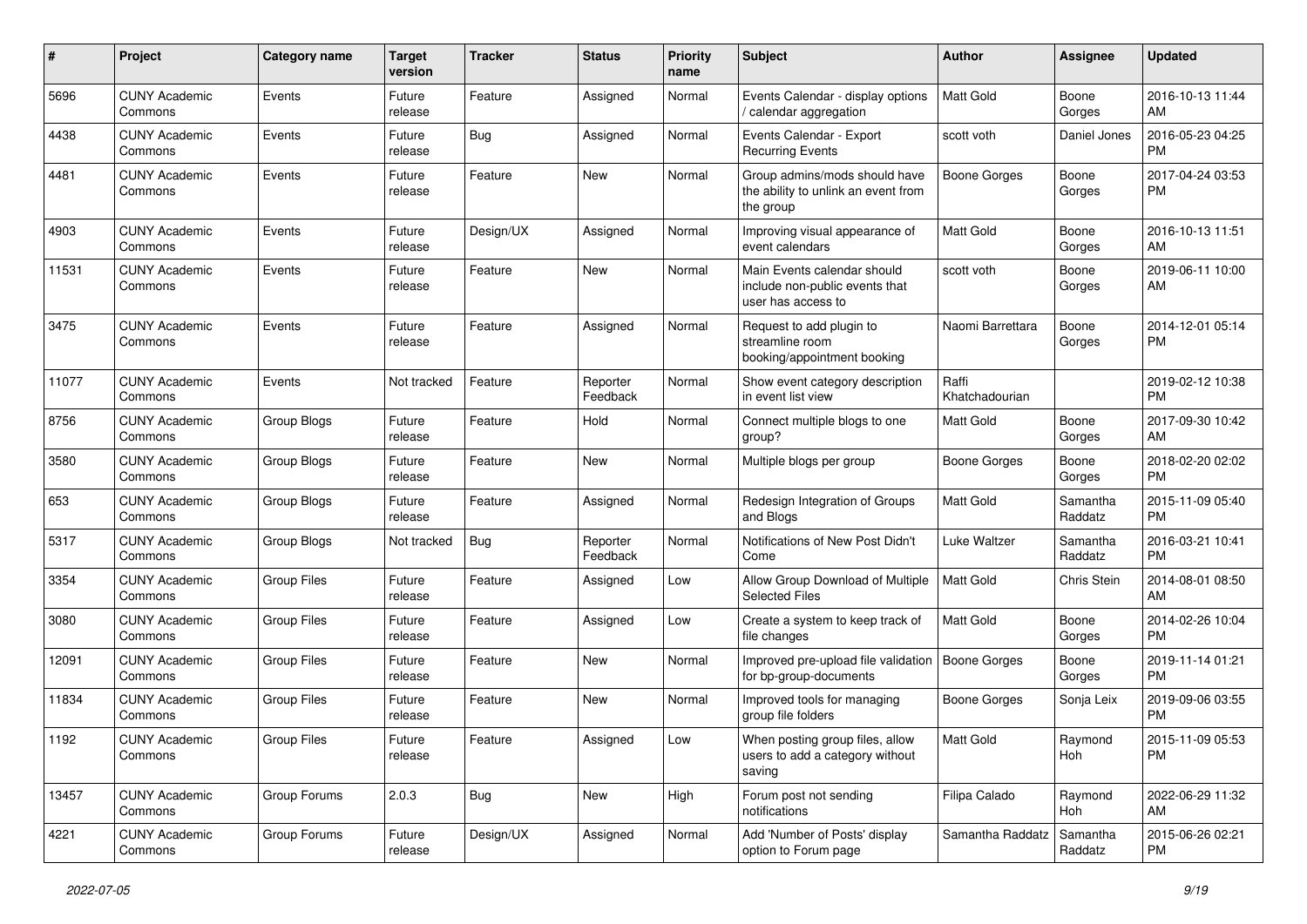| # | Project | Category name | Target version | Tracker | Status | Priority name | Subject | Author | Assignee | Updated |
|---|---|---|---|---|---|---|---|---|---|---|
| 5696 | CUNY Academic Commons | Events | Future release | Feature | Assigned | Normal | Events Calendar - display options / calendar aggregation | Matt Gold | Boone Gorges | 2016-10-13 11:44 AM |
| 4438 | CUNY Academic Commons | Events | Future release | Bug | Assigned | Normal | Events Calendar - Export Recurring Events | scott voth | Daniel Jones | 2016-05-23 04:25 PM |
| 4481 | CUNY Academic Commons | Events | Future release | Feature | New | Normal | Group admins/mods should have the ability to unlink an event from the group | Boone Gorges | Boone Gorges | 2017-04-24 03:53 PM |
| 4903 | CUNY Academic Commons | Events | Future release | Design/UX | Assigned | Normal | Improving visual appearance of event calendars | Matt Gold | Boone Gorges | 2016-10-13 11:51 AM |
| 11531 | CUNY Academic Commons | Events | Future release | Feature | New | Normal | Main Events calendar should include non-public events that user has access to | scott voth | Boone Gorges | 2019-06-11 10:00 AM |
| 3475 | CUNY Academic Commons | Events | Future release | Feature | Assigned | Normal | Request to add plugin to streamline room booking/appointment booking | Naomi Barrettara | Boone Gorges | 2014-12-01 05:14 PM |
| 11077 | CUNY Academic Commons | Events | Not tracked | Feature | Reporter Feedback | Normal | Show event category description in event list view | Raffi Khatchadourian | | 2019-02-12 10:38 PM |
| 8756 | CUNY Academic Commons | Group Blogs | Future release | Feature | Hold | Normal | Connect multiple blogs to one group? | Matt Gold | Boone Gorges | 2017-09-30 10:42 AM |
| 3580 | CUNY Academic Commons | Group Blogs | Future release | Feature | New | Normal | Multiple blogs per group | Boone Gorges | Boone Gorges | 2018-02-20 02:02 PM |
| 653 | CUNY Academic Commons | Group Blogs | Future release | Feature | Assigned | Normal | Redesign Integration of Groups and Blogs | Matt Gold | Samantha Raddatz | 2015-11-09 05:40 PM |
| 5317 | CUNY Academic Commons | Group Blogs | Not tracked | Bug | Reporter Feedback | Normal | Notifications of New Post Didn't Come | Luke Waltzer | Samantha Raddatz | 2016-03-21 10:41 PM |
| 3354 | CUNY Academic Commons | Group Files | Future release | Feature | Assigned | Low | Allow Group Download of Multiple Selected Files | Matt Gold | Chris Stein | 2014-08-01 08:50 AM |
| 3080 | CUNY Academic Commons | Group Files | Future release | Feature | Assigned | Low | Create a system to keep track of file changes | Matt Gold | Boone Gorges | 2014-02-26 10:04 PM |
| 12091 | CUNY Academic Commons | Group Files | Future release | Feature | New | Normal | Improved pre-upload file validation for bp-group-documents | Boone Gorges | Boone Gorges | 2019-11-14 01:21 PM |
| 11834 | CUNY Academic Commons | Group Files | Future release | Feature | New | Normal | Improved tools for managing group file folders | Boone Gorges | Sonja Leix | 2019-09-06 03:55 PM |
| 1192 | CUNY Academic Commons | Group Files | Future release | Feature | Assigned | Low | When posting group files, allow users to add a category without saving | Matt Gold | Raymond Hoh | 2015-11-09 05:53 PM |
| 13457 | CUNY Academic Commons | Group Forums | 2.0.3 | Bug | New | High | Forum post not sending notifications | Filipa Calado | Raymond Hoh | 2022-06-29 11:32 AM |
| 4221 | CUNY Academic Commons | Group Forums | Future release | Design/UX | Assigned | Normal | Add 'Number of Posts' display option to Forum page | Samantha Raddatz | Samantha Raddatz | 2015-06-26 02:21 PM |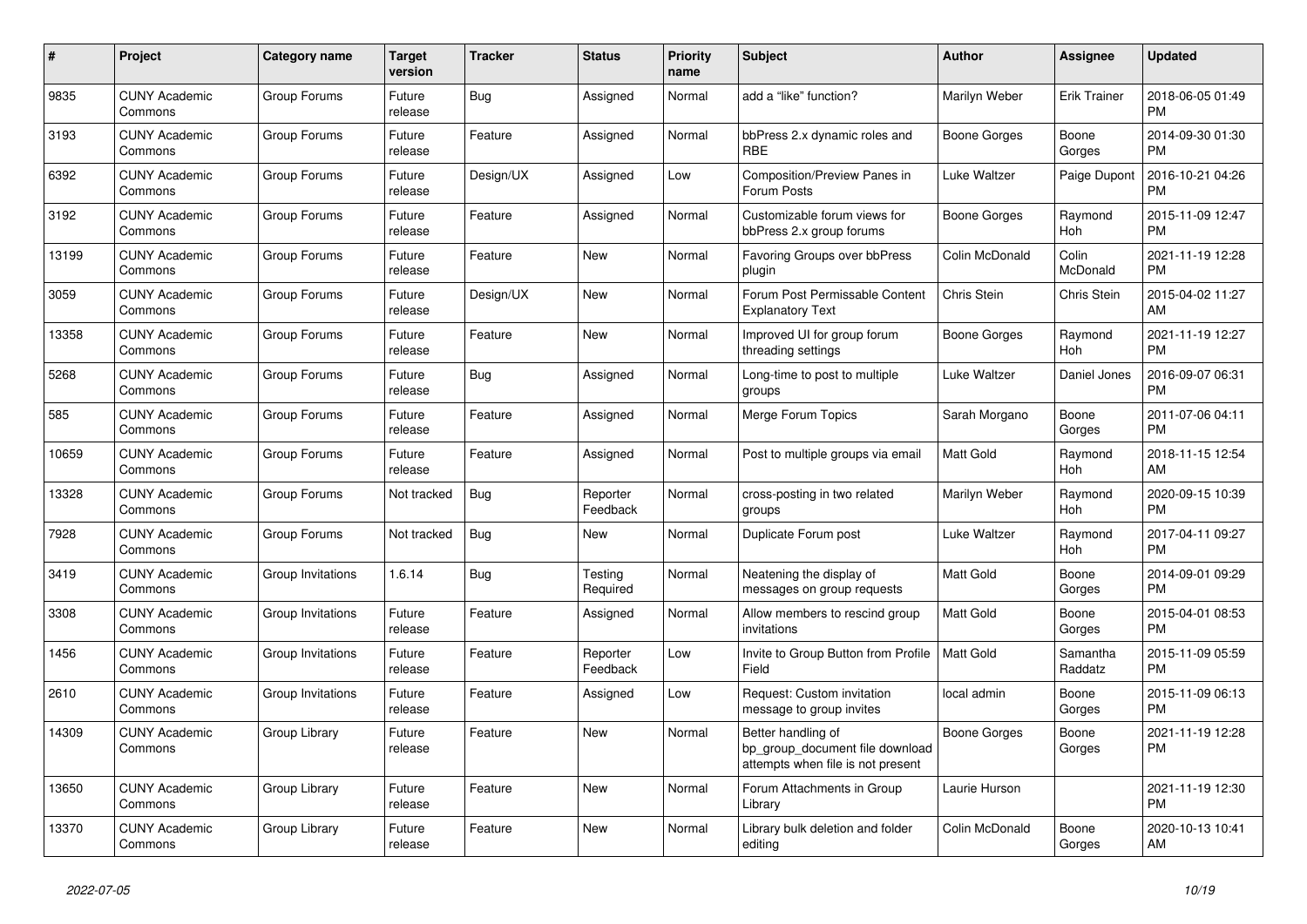| # | Project | Category name | Target version | Tracker | Status | Priority name | Subject | Author | Assignee | Updated |
|---|---|---|---|---|---|---|---|---|---|---|
| 9835 | CUNY Academic Commons | Group Forums | Future release | Bug | Assigned | Normal | add a “like” function? | Marilyn Weber | Erik Trainer | 2018-06-05 01:49 PM |
| 3193 | CUNY Academic Commons | Group Forums | Future release | Feature | Assigned | Normal | bbPress 2.x dynamic roles and RBE | Boone Gorges | Boone Gorges | 2014-09-30 01:30 PM |
| 6392 | CUNY Academic Commons | Group Forums | Future release | Design/UX | Assigned | Low | Composition/Preview Panes in Forum Posts | Luke Waltzer | Paige Dupont | 2016-10-21 04:26 PM |
| 3192 | CUNY Academic Commons | Group Forums | Future release | Feature | Assigned | Normal | Customizable forum views for bbPress 2.x group forums | Boone Gorges | Raymond Hoh | 2015-11-09 12:47 PM |
| 13199 | CUNY Academic Commons | Group Forums | Future release | Feature | New | Normal | Favoring Groups over bbPress plugin | Colin McDonald | Colin McDonald | 2021-11-19 12:28 PM |
| 3059 | CUNY Academic Commons | Group Forums | Future release | Design/UX | New | Normal | Forum Post Permissable Content Explanatory Text | Chris Stein | Chris Stein | 2015-04-02 11:27 AM |
| 13358 | CUNY Academic Commons | Group Forums | Future release | Feature | New | Normal | Improved UI for group forum threading settings | Boone Gorges | Raymond Hoh | 2021-11-19 12:27 PM |
| 5268 | CUNY Academic Commons | Group Forums | Future release | Bug | Assigned | Normal | Long-time to post to multiple groups | Luke Waltzer | Daniel Jones | 2016-09-07 06:31 PM |
| 585 | CUNY Academic Commons | Group Forums | Future release | Feature | Assigned | Normal | Merge Forum Topics | Sarah Morgano | Boone Gorges | 2011-07-06 04:11 PM |
| 10659 | CUNY Academic Commons | Group Forums | Future release | Feature | Assigned | Normal | Post to multiple groups via email | Matt Gold | Raymond Hoh | 2018-11-15 12:54 AM |
| 13328 | CUNY Academic Commons | Group Forums | Not tracked | Bug | Reporter Feedback | Normal | cross-posting in two related groups | Marilyn Weber | Raymond Hoh | 2020-09-15 10:39 PM |
| 7928 | CUNY Academic Commons | Group Forums | Not tracked | Bug | New | Normal | Duplicate Forum post | Luke Waltzer | Raymond Hoh | 2017-04-11 09:27 PM |
| 3419 | CUNY Academic Commons | Group Invitations | 1.6.14 | Bug | Testing Required | Normal | Neatening the display of messages on group requests | Matt Gold | Boone Gorges | 2014-09-01 09:29 PM |
| 3308 | CUNY Academic Commons | Group Invitations | Future release | Feature | Assigned | Normal | Allow members to rescind group invitations | Matt Gold | Boone Gorges | 2015-04-01 08:53 PM |
| 1456 | CUNY Academic Commons | Group Invitations | Future release | Feature | Reporter Feedback | Low | Invite to Group Button from Profile Field | Matt Gold | Samantha Raddatz | 2015-11-09 05:59 PM |
| 2610 | CUNY Academic Commons | Group Invitations | Future release | Feature | Assigned | Low | Request: Custom invitation message to group invites | local admin | Boone Gorges | 2015-11-09 06:13 PM |
| 14309 | CUNY Academic Commons | Group Library | Future release | Feature | New | Normal | Better handling of bp_group_document file download attempts when file is not present | Boone Gorges | Boone Gorges | 2021-11-19 12:28 PM |
| 13650 | CUNY Academic Commons | Group Library | Future release | Feature | New | Normal | Forum Attachments in Group Library | Laurie Hurson | | 2021-11-19 12:30 PM |
| 13370 | CUNY Academic Commons | Group Library | Future release | Feature | New | Normal | Library bulk deletion and folder editing | Colin McDonald | Boone Gorges | 2020-10-13 10:41 AM |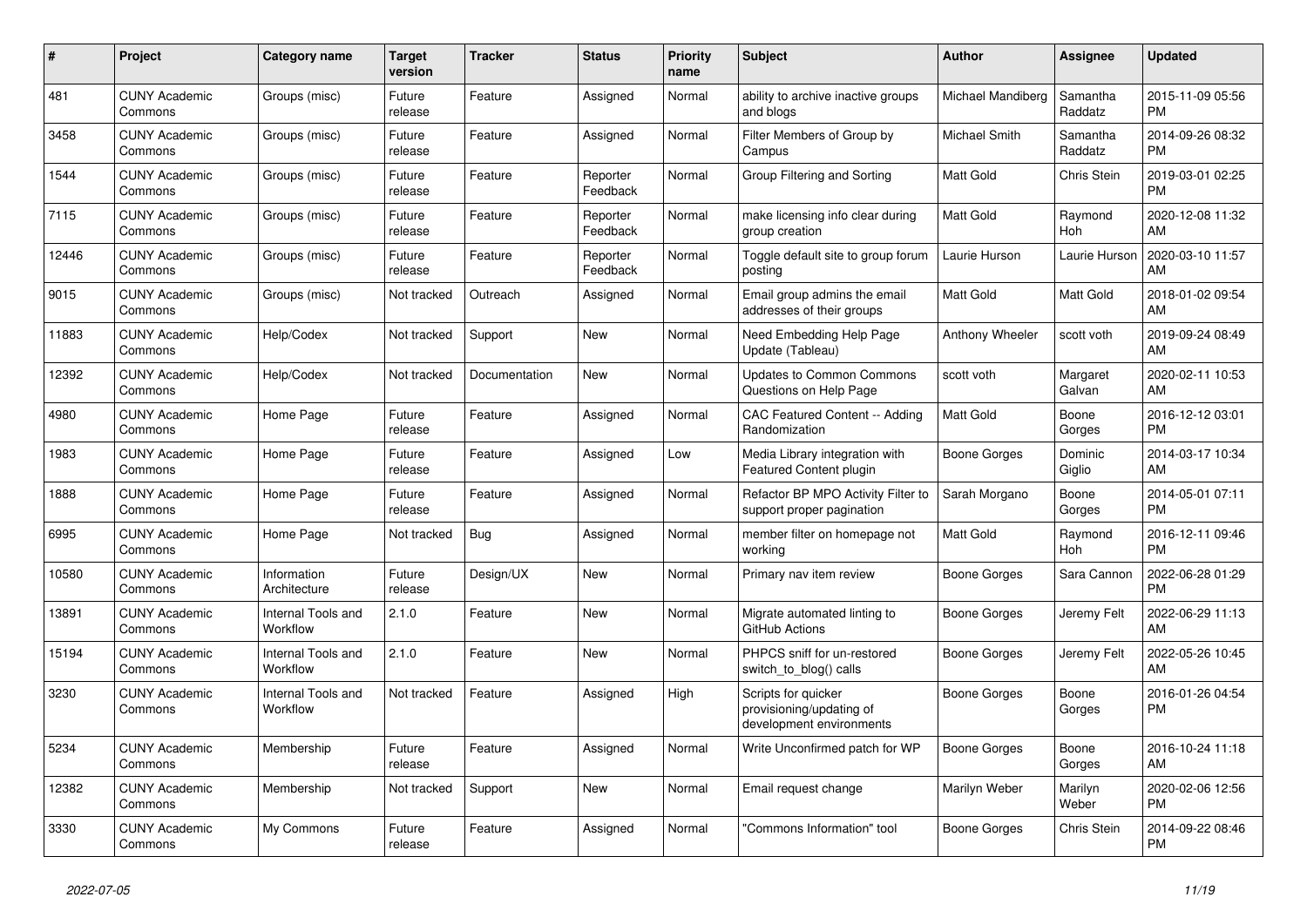| # | Project | Category name | Target version | Tracker | Status | Priority name | Subject | Author | Assignee | Updated |
|---|---|---|---|---|---|---|---|---|---|---|
| 481 | CUNY Academic Commons | Groups (misc) | Future release | Feature | Assigned | Normal | ability to archive inactive groups and blogs | Michael Mandiberg | Samantha Raddatz | 2015-11-09 05:56 PM |
| 3458 | CUNY Academic Commons | Groups (misc) | Future release | Feature | Assigned | Normal | Filter Members of Group by Campus | Michael Smith | Samantha Raddatz | 2014-09-26 08:32 PM |
| 1544 | CUNY Academic Commons | Groups (misc) | Future release | Feature | Reporter Feedback | Normal | Group Filtering and Sorting | Matt Gold | Chris Stein | 2019-03-01 02:25 PM |
| 7115 | CUNY Academic Commons | Groups (misc) | Future release | Feature | Reporter Feedback | Normal | make licensing info clear during group creation | Matt Gold | Raymond Hoh | 2020-12-08 11:32 AM |
| 12446 | CUNY Academic Commons | Groups (misc) | Future release | Feature | Reporter Feedback | Normal | Toggle default site to group forum posting | Laurie Hurson | Laurie Hurson | 2020-03-10 11:57 AM |
| 9015 | CUNY Academic Commons | Groups (misc) | Not tracked | Outreach | Assigned | Normal | Email group admins the email addresses of their groups | Matt Gold | Matt Gold | 2018-01-02 09:54 AM |
| 11883 | CUNY Academic Commons | Help/Codex | Not tracked | Support | New | Normal | Need Embedding Help Page Update (Tableau) | Anthony Wheeler | scott voth | 2019-09-24 08:49 AM |
| 12392 | CUNY Academic Commons | Help/Codex | Not tracked | Documentation | New | Normal | Updates to Common Commons Questions on Help Page | scott voth | Margaret Galvan | 2020-02-11 10:53 AM |
| 4980 | CUNY Academic Commons | Home Page | Future release | Feature | Assigned | Normal | CAC Featured Content -- Adding Randomization | Matt Gold | Boone Gorges | 2016-12-12 03:01 PM |
| 1983 | CUNY Academic Commons | Home Page | Future release | Feature | Assigned | Low | Media Library integration with Featured Content plugin | Boone Gorges | Dominic Giglio | 2014-03-17 10:34 AM |
| 1888 | CUNY Academic Commons | Home Page | Future release | Feature | Assigned | Normal | Refactor BP MPO Activity Filter to support proper pagination | Sarah Morgano | Boone Gorges | 2014-05-01 07:11 PM |
| 6995 | CUNY Academic Commons | Home Page | Not tracked | Bug | Assigned | Normal | member filter on homepage not working | Matt Gold | Raymond Hoh | 2016-12-11 09:46 PM |
| 10580 | CUNY Academic Commons | Information Architecture | Future release | Design/UX | New | Normal | Primary nav item review | Boone Gorges | Sara Cannon | 2022-06-28 01:29 PM |
| 13891 | CUNY Academic Commons | Internal Tools and Workflow | 2.1.0 | Feature | New | Normal | Migrate automated linting to GitHub Actions | Boone Gorges | Jeremy Felt | 2022-06-29 11:13 AM |
| 15194 | CUNY Academic Commons | Internal Tools and Workflow | 2.1.0 | Feature | New | Normal | PHPCS sniff for un-restored switch_to_blog() calls | Boone Gorges | Jeremy Felt | 2022-05-26 10:45 AM |
| 3230 | CUNY Academic Commons | Internal Tools and Workflow | Not tracked | Feature | Assigned | High | Scripts for quicker provisioning/updating of development environments | Boone Gorges | Boone Gorges | 2016-01-26 04:54 PM |
| 5234 | CUNY Academic Commons | Membership | Future release | Feature | Assigned | Normal | Write Unconfirmed patch for WP | Boone Gorges | Boone Gorges | 2016-10-24 11:18 AM |
| 12382 | CUNY Academic Commons | Membership | Not tracked | Support | New | Normal | Email request change | Marilyn Weber | Marilyn Weber | 2020-02-06 12:56 PM |
| 3330 | CUNY Academic Commons | My Commons | Future release | Feature | Assigned | Normal | "Commons Information" tool | Boone Gorges | Chris Stein | 2014-09-22 08:46 PM |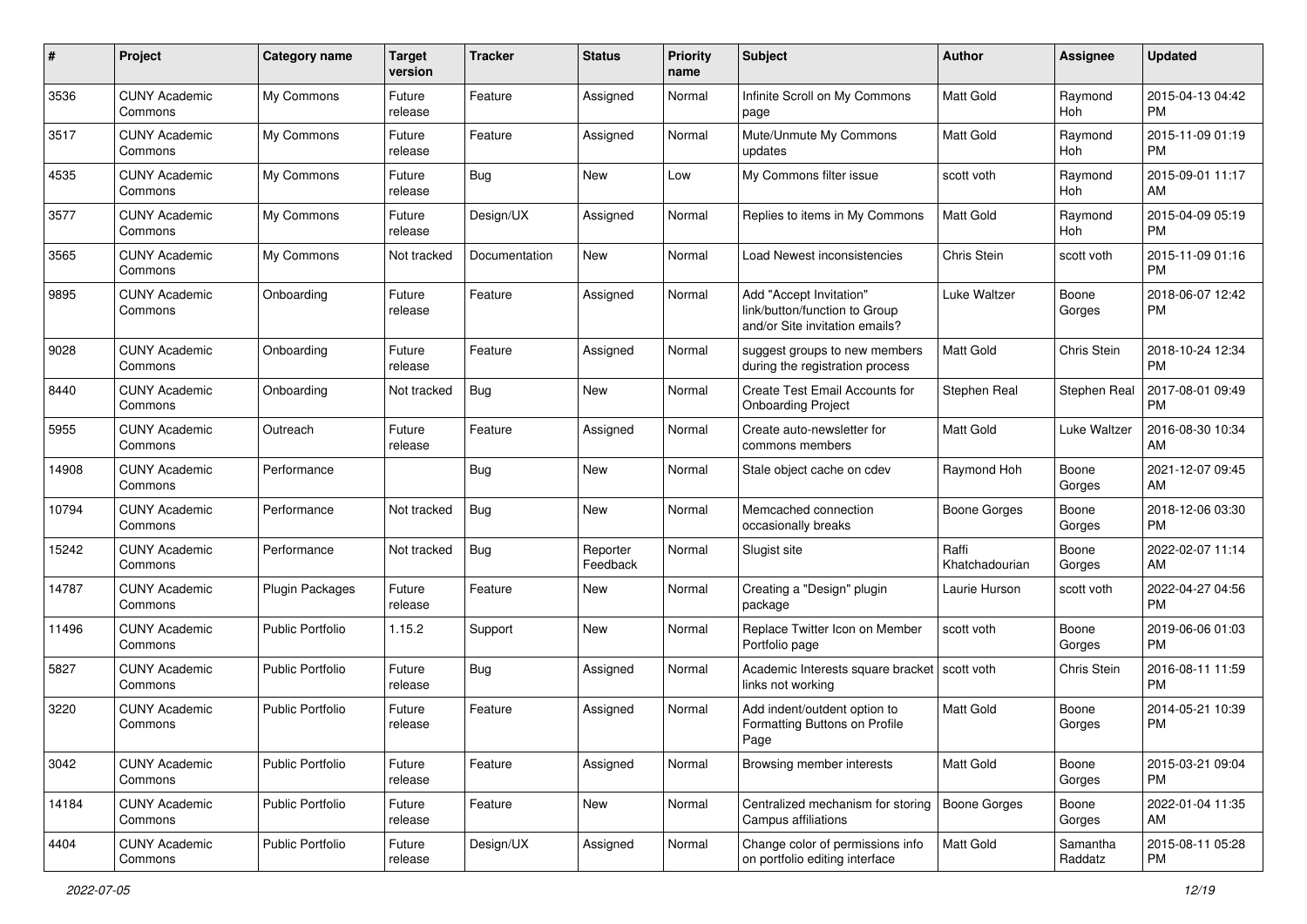| # | Project | Category name | Target version | Tracker | Status | Priority name | Subject | Author | Assignee | Updated |
|---|---|---|---|---|---|---|---|---|---|---|
| 3536 | CUNY Academic Commons | My Commons | Future release | Feature | Assigned | Normal | Infinite Scroll on My Commons page | Matt Gold | Raymond Hoh | 2015-04-13 04:42 PM |
| 3517 | CUNY Academic Commons | My Commons | Future release | Feature | Assigned | Normal | Mute/Unmute My Commons updates | Matt Gold | Raymond Hoh | 2015-11-09 01:19 PM |
| 4535 | CUNY Academic Commons | My Commons | Future release | Bug | New | Low | My Commons filter issue | scott voth | Raymond Hoh | 2015-09-01 11:17 AM |
| 3577 | CUNY Academic Commons | My Commons | Future release | Design/UX | Assigned | Normal | Replies to items in My Commons | Matt Gold | Raymond Hoh | 2015-04-09 05:19 PM |
| 3565 | CUNY Academic Commons | My Commons | Not tracked | Documentation | New | Normal | Load Newest inconsistencies | Chris Stein | scott voth | 2015-11-09 01:16 PM |
| 9895 | CUNY Academic Commons | Onboarding | Future release | Feature | Assigned | Normal | Add "Accept Invitation" link/button/function to Group and/or Site invitation emails? | Luke Waltzer | Boone Gorges | 2018-06-07 12:42 PM |
| 9028 | CUNY Academic Commons | Onboarding | Future release | Feature | Assigned | Normal | suggest groups to new members during the registration process | Matt Gold | Chris Stein | 2018-10-24 12:34 PM |
| 8440 | CUNY Academic Commons | Onboarding | Not tracked | Bug | New | Normal | Create Test Email Accounts for Onboarding Project | Stephen Real | Stephen Real | 2017-08-01 09:49 PM |
| 5955 | CUNY Academic Commons | Outreach | Future release | Feature | Assigned | Normal | Create auto-newsletter for commons members | Matt Gold | Luke Waltzer | 2016-08-30 10:34 AM |
| 14908 | CUNY Academic Commons | Performance | | Bug | New | Normal | Stale object cache on cdev | Raymond Hoh | Boone Gorges | 2021-12-07 09:45 AM |
| 10794 | CUNY Academic Commons | Performance | Not tracked | Bug | New | Normal | Memcached connection occasionally breaks | Boone Gorges | Boone Gorges | 2018-12-06 03:30 PM |
| 15242 | CUNY Academic Commons | Performance | Not tracked | Bug | Reporter Feedback | Normal | Slugist site | Raffi Khatchadourian | Boone Gorges | 2022-02-07 11:14 AM |
| 14787 | CUNY Academic Commons | Plugin Packages | Future release | Feature | New | Normal | Creating a "Design" plugin package | Laurie Hurson | scott voth | 2022-04-27 04:56 PM |
| 11496 | CUNY Academic Commons | Public Portfolio | 1.15.2 | Support | New | Normal | Replace Twitter Icon on Member Portfolio page | scott voth | Boone Gorges | 2019-06-06 01:03 PM |
| 5827 | CUNY Academic Commons | Public Portfolio | Future release | Bug | Assigned | Normal | Academic Interests square bracket links not working | scott voth | Chris Stein | 2016-08-11 11:59 PM |
| 3220 | CUNY Academic Commons | Public Portfolio | Future release | Feature | Assigned | Normal | Add indent/outdent option to Formatting Buttons on Profile Page | Matt Gold | Boone Gorges | 2014-05-21 10:39 PM |
| 3042 | CUNY Academic Commons | Public Portfolio | Future release | Feature | Assigned | Normal | Browsing member interests | Matt Gold | Boone Gorges | 2015-03-21 09:04 PM |
| 14184 | CUNY Academic Commons | Public Portfolio | Future release | Feature | New | Normal | Centralized mechanism for storing Campus affiliations | Boone Gorges | Boone Gorges | 2022-01-04 11:35 AM |
| 4404 | CUNY Academic Commons | Public Portfolio | Future release | Design/UX | Assigned | Normal | Change color of permissions info on portfolio editing interface | Matt Gold | Samantha Raddatz | 2015-08-11 05:28 PM |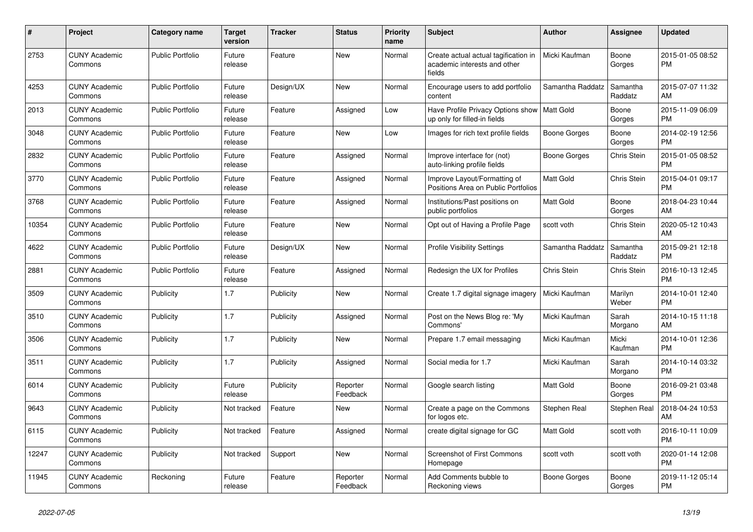| # | Project | Category name | Target version | Tracker | Status | Priority name | Subject | Author | Assignee | Updated |
|---|---|---|---|---|---|---|---|---|---|---|
| 2753 | CUNY Academic Commons | Public Portfolio | Future release | Feature | New | Normal | Create actual actual tagification in academic interests and other fields | Micki Kaufman | Boone Gorges | 2015-01-05 08:52 PM |
| 4253 | CUNY Academic Commons | Public Portfolio | Future release | Design/UX | New | Normal | Encourage users to add portfolio content | Samantha Raddatz | Samantha Raddatz | 2015-07-07 11:32 AM |
| 2013 | CUNY Academic Commons | Public Portfolio | Future release | Feature | Assigned | Low | Have Profile Privacy Options show up only for filled-in fields | Matt Gold | Boone Gorges | 2015-11-09 06:09 PM |
| 3048 | CUNY Academic Commons | Public Portfolio | Future release | Feature | New | Low | Images for rich text profile fields | Boone Gorges | Boone Gorges | 2014-02-19 12:56 PM |
| 2832 | CUNY Academic Commons | Public Portfolio | Future release | Feature | Assigned | Normal | Improve interface for (not) auto-linking profile fields | Boone Gorges | Chris Stein | 2015-01-05 08:52 PM |
| 3770 | CUNY Academic Commons | Public Portfolio | Future release | Feature | Assigned | Normal | Improve Layout/Formatting of Positions Area on Public Portfolios | Matt Gold | Chris Stein | 2015-04-01 09:17 PM |
| 3768 | CUNY Academic Commons | Public Portfolio | Future release | Feature | Assigned | Normal | Institutions/Past positions on public portfolios | Matt Gold | Boone Gorges | 2018-04-23 10:44 AM |
| 10354 | CUNY Academic Commons | Public Portfolio | Future release | Feature | New | Normal | Opt out of Having a Profile Page | scott voth | Chris Stein | 2020-05-12 10:43 AM |
| 4622 | CUNY Academic Commons | Public Portfolio | Future release | Design/UX | New | Normal | Profile Visibility Settings | Samantha Raddatz | Samantha Raddatz | 2015-09-21 12:18 PM |
| 2881 | CUNY Academic Commons | Public Portfolio | Future release | Feature | Assigned | Normal | Redesign the UX for Profiles | Chris Stein | Chris Stein | 2016-10-13 12:45 PM |
| 3509 | CUNY Academic Commons | Publicity | 1.7 | Publicity | New | Normal | Create 1.7 digital signage imagery | Micki Kaufman | Marilyn Weber | 2014-10-01 12:40 PM |
| 3510 | CUNY Academic Commons | Publicity | 1.7 | Publicity | Assigned | Normal | Post on the News Blog re: 'My Commons' | Micki Kaufman | Sarah Morgano | 2014-10-15 11:18 AM |
| 3506 | CUNY Academic Commons | Publicity | 1.7 | Publicity | New | Normal | Prepare 1.7 email messaging | Micki Kaufman | Micki Kaufman | 2014-10-01 12:36 PM |
| 3511 | CUNY Academic Commons | Publicity | 1.7 | Publicity | Assigned | Normal | Social media for 1.7 | Micki Kaufman | Sarah Morgano | 2014-10-14 03:32 PM |
| 6014 | CUNY Academic Commons | Publicity | Future release | Publicity | Reporter Feedback | Normal | Google search listing | Matt Gold | Boone Gorges | 2016-09-21 03:48 PM |
| 9643 | CUNY Academic Commons | Publicity | Not tracked | Feature | New | Normal | Create a page on the Commons for logos etc. | Stephen Real | Stephen Real | 2018-04-24 10:53 AM |
| 6115 | CUNY Academic Commons | Publicity | Not tracked | Feature | Assigned | Normal | create digital signage for GC | Matt Gold | scott voth | 2016-10-11 10:09 PM |
| 12247 | CUNY Academic Commons | Publicity | Not tracked | Support | New | Normal | Screenshot of First Commons Homepage | scott voth | scott voth | 2020-01-14 12:08 PM |
| 11945 | CUNY Academic Commons | Reckoning | Future release | Feature | Reporter Feedback | Normal | Add Comments bubble to Reckoning views | Boone Gorges | Boone Gorges | 2019-11-12 05:14 PM |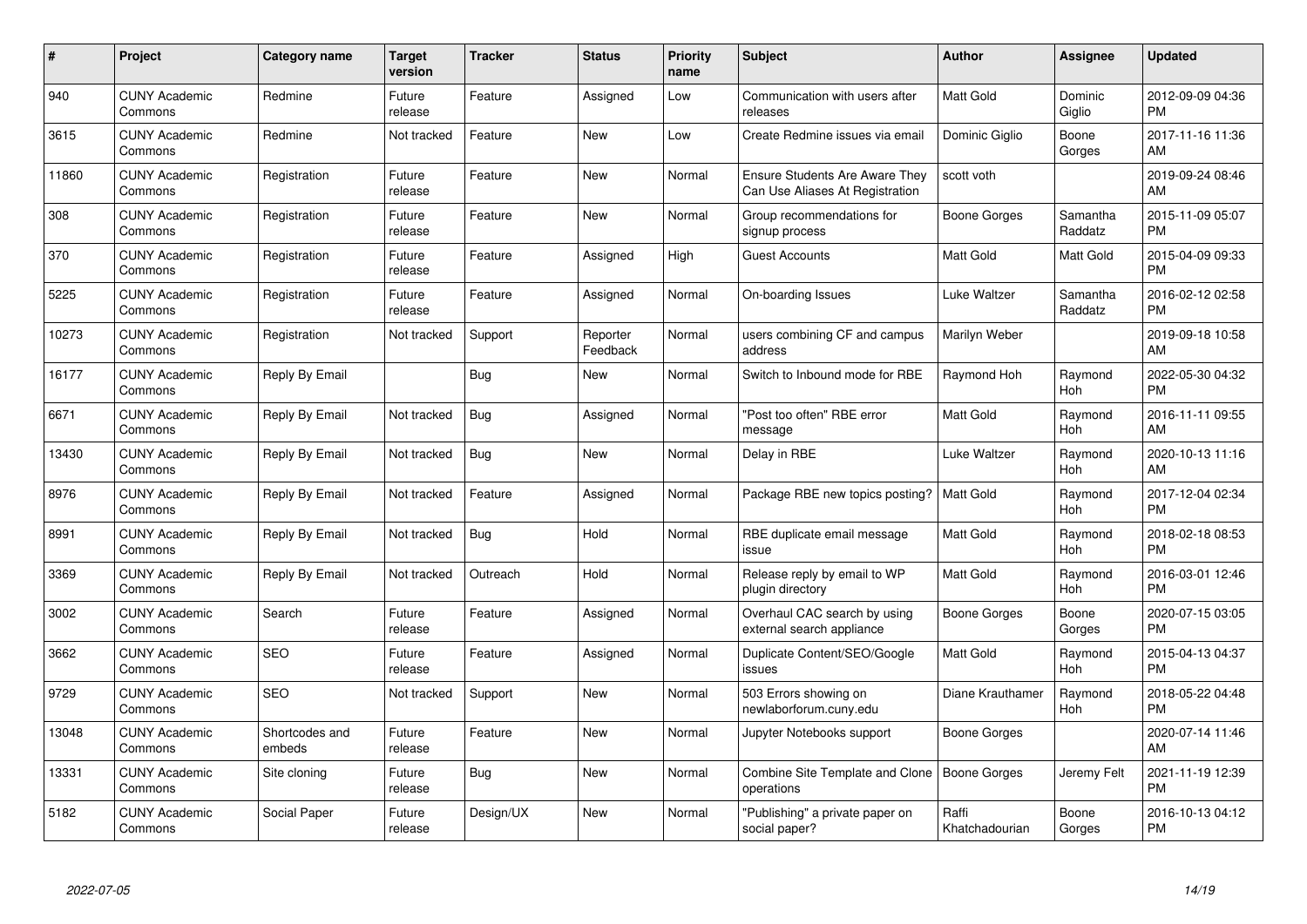| # | Project | Category name | Target version | Tracker | Status | Priority name | Subject | Author | Assignee | Updated |
|---|---|---|---|---|---|---|---|---|---|---|
| 940 | CUNY Academic Commons | Redmine | Future release | Feature | Assigned | Low | Communication with users after releases | Matt Gold | Dominic Giglio | 2012-09-09 04:36 PM |
| 3615 | CUNY Academic Commons | Redmine | Not tracked | Feature | New | Low | Create Redmine issues via email | Dominic Giglio | Boone Gorges | 2017-11-16 11:36 AM |
| 11860 | CUNY Academic Commons | Registration | Future release | Feature | New | Normal | Ensure Students Are Aware They Can Use Aliases At Registration | scott voth | | 2019-09-24 08:46 AM |
| 308 | CUNY Academic Commons | Registration | Future release | Feature | New | Normal | Group recommendations for signup process | Boone Gorges | Samantha Raddatz | 2015-11-09 05:07 PM |
| 370 | CUNY Academic Commons | Registration | Future release | Feature | Assigned | High | Guest Accounts | Matt Gold | Matt Gold | 2015-04-09 09:33 PM |
| 5225 | CUNY Academic Commons | Registration | Future release | Feature | Assigned | Normal | On-boarding Issues | Luke Waltzer | Samantha Raddatz | 2016-02-12 02:58 PM |
| 10273 | CUNY Academic Commons | Registration | Not tracked | Support | Reporter Feedback | Normal | users combining CF and campus address | Marilyn Weber | | 2019-09-18 10:58 AM |
| 16177 | CUNY Academic Commons | Reply By Email | | Bug | New | Normal | Switch to Inbound mode for RBE | Raymond Hoh | Raymond Hoh | 2022-05-30 04:32 PM |
| 6671 | CUNY Academic Commons | Reply By Email | Not tracked | Bug | Assigned | Normal | "Post too often" RBE error message | Matt Gold | Raymond Hoh | 2016-11-11 09:55 AM |
| 13430 | CUNY Academic Commons | Reply By Email | Not tracked | Bug | New | Normal | Delay in RBE | Luke Waltzer | Raymond Hoh | 2020-10-13 11:16 AM |
| 8976 | CUNY Academic Commons | Reply By Email | Not tracked | Feature | Assigned | Normal | Package RBE new topics posting? | Matt Gold | Raymond Hoh | 2017-12-04 02:34 PM |
| 8991 | CUNY Academic Commons | Reply By Email | Not tracked | Bug | Hold | Normal | RBE duplicate email message issue | Matt Gold | Raymond Hoh | 2018-02-18 08:53 PM |
| 3369 | CUNY Academic Commons | Reply By Email | Not tracked | Outreach | Hold | Normal | Release reply by email to WP plugin directory | Matt Gold | Raymond Hoh | 2016-03-01 12:46 PM |
| 3002 | CUNY Academic Commons | Search | Future release | Feature | Assigned | Normal | Overhaul CAC search by using external search appliance | Boone Gorges | Boone Gorges | 2020-07-15 03:05 PM |
| 3662 | CUNY Academic Commons | SEO | Future release | Feature | Assigned | Normal | Duplicate Content/SEO/Google issues | Matt Gold | Raymond Hoh | 2015-04-13 04:37 PM |
| 9729 | CUNY Academic Commons | SEO | Not tracked | Support | New | Normal | 503 Errors showing on newlaborforum.cuny.edu | Diane Krauthamer | Raymond Hoh | 2018-05-22 04:48 PM |
| 13048 | CUNY Academic Commons | Shortcodes and embeds | Future release | Feature | New | Normal | Jupyter Notebooks support | Boone Gorges | | 2020-07-14 11:46 AM |
| 13331 | CUNY Academic Commons | Site cloning | Future release | Bug | New | Normal | Combine Site Template and Clone operations | Boone Gorges | Jeremy Felt | 2021-11-19 12:39 PM |
| 5182 | CUNY Academic Commons | Social Paper | Future release | Design/UX | New | Normal | "Publishing" a private paper on social paper? | Raffi Khatchadourian | Boone Gorges | 2016-10-13 04:12 PM |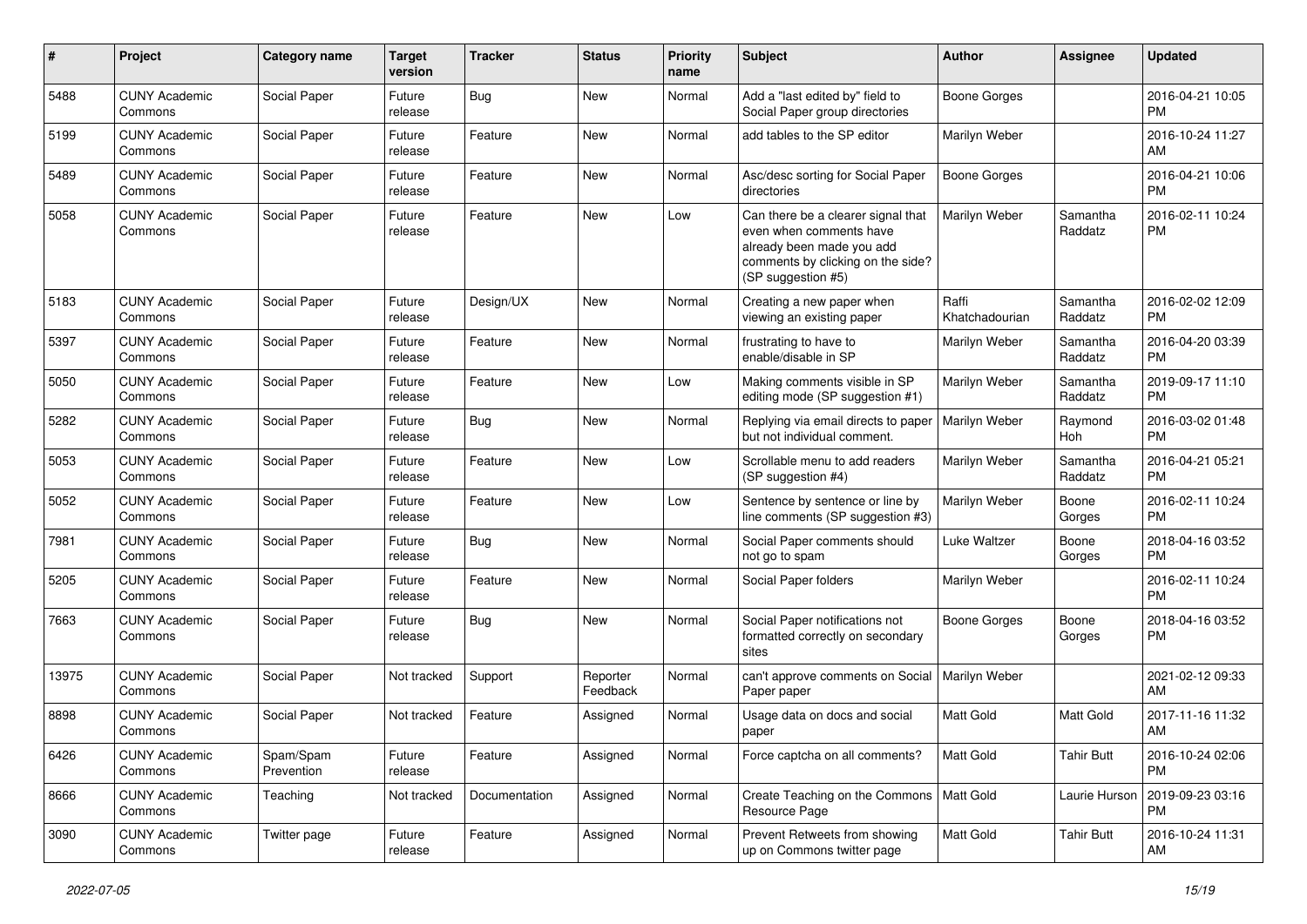| # | Project | Category name | Target version | Tracker | Status | Priority name | Subject | Author | Assignee | Updated |
|---|---|---|---|---|---|---|---|---|---|---|
| 5488 | CUNY Academic Commons | Social Paper | Future release | Bug | New | Normal | Add a "last edited by" field to Social Paper group directories | Boone Gorges | | 2016-04-21 10:05 PM |
| 5199 | CUNY Academic Commons | Social Paper | Future release | Feature | New | Normal | add tables to the SP editor | Marilyn Weber | | 2016-10-24 11:27 AM |
| 5489 | CUNY Academic Commons | Social Paper | Future release | Feature | New | Normal | Asc/desc sorting for Social Paper directories | Boone Gorges | | 2016-04-21 10:06 PM |
| 5058 | CUNY Academic Commons | Social Paper | Future release | Feature | New | Low | Can there be a clearer signal that even when comments have already been made you add comments by clicking on the side? (SP suggestion #5) | Marilyn Weber | Samantha Raddatz | 2016-02-11 10:24 PM |
| 5183 | CUNY Academic Commons | Social Paper | Future release | Design/UX | New | Normal | Creating a new paper when viewing an existing paper | Raffi Khatchadourian | Samantha Raddatz | 2016-02-02 12:09 PM |
| 5397 | CUNY Academic Commons | Social Paper | Future release | Feature | New | Normal | frustrating to have to enable/disable in SP | Marilyn Weber | Samantha Raddatz | 2016-04-20 03:39 PM |
| 5050 | CUNY Academic Commons | Social Paper | Future release | Feature | New | Low | Making comments visible in SP editing mode (SP suggestion #1) | Marilyn Weber | Samantha Raddatz | 2019-09-17 11:10 PM |
| 5282 | CUNY Academic Commons | Social Paper | Future release | Bug | New | Normal | Replying via email directs to paper but not individual comment. | Marilyn Weber | Raymond Hoh | 2016-03-02 01:48 PM |
| 5053 | CUNY Academic Commons | Social Paper | Future release | Feature | New | Low | Scrollable menu to add readers (SP suggestion #4) | Marilyn Weber | Samantha Raddatz | 2016-04-21 05:21 PM |
| 5052 | CUNY Academic Commons | Social Paper | Future release | Feature | New | Low | Sentence by sentence or line by line comments (SP suggestion #3) | Marilyn Weber | Boone Gorges | 2016-02-11 10:24 PM |
| 7981 | CUNY Academic Commons | Social Paper | Future release | Bug | New | Normal | Social Paper comments should not go to spam | Luke Waltzer | Boone Gorges | 2018-04-16 03:52 PM |
| 5205 | CUNY Academic Commons | Social Paper | Future release | Feature | New | Normal | Social Paper folders | Marilyn Weber | | 2016-02-11 10:24 PM |
| 7663 | CUNY Academic Commons | Social Paper | Future release | Bug | New | Normal | Social Paper notifications not formatted correctly on secondary sites | Boone Gorges | Boone Gorges | 2018-04-16 03:52 PM |
| 13975 | CUNY Academic Commons | Social Paper | Not tracked | Support | Reporter Feedback | Normal | can't approve comments on Social Paper paper | Marilyn Weber | | 2021-02-12 09:33 AM |
| 8898 | CUNY Academic Commons | Social Paper | Not tracked | Feature | Assigned | Normal | Usage data on docs and social paper | Matt Gold | Matt Gold | 2017-11-16 11:32 AM |
| 6426 | CUNY Academic Commons | Spam/Spam Prevention | Future release | Feature | Assigned | Normal | Force captcha on all comments? | Matt Gold | Tahir Butt | 2016-10-24 02:06 PM |
| 8666 | CUNY Academic Commons | Teaching | Not tracked | Documentation | Assigned | Normal | Create Teaching on the Commons Resource Page | Matt Gold | Laurie Hurson | 2019-09-23 03:16 PM |
| 3090 | CUNY Academic Commons | Twitter page | Future release | Feature | Assigned | Normal | Prevent Retweets from showing up on Commons twitter page | Matt Gold | Tahir Butt | 2016-10-24 11:31 AM |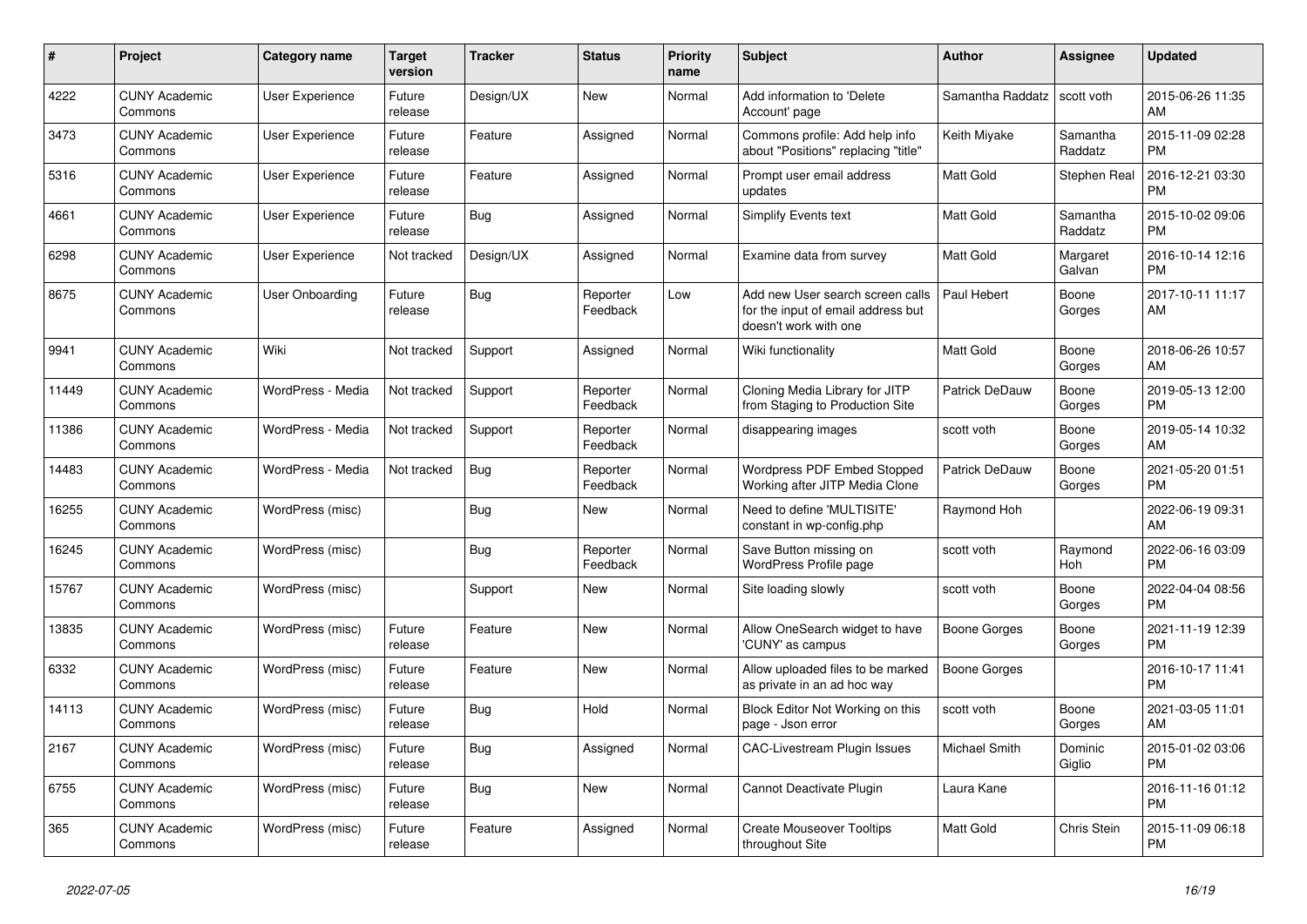| # | Project | Category name | Target version | Tracker | Status | Priority name | Subject | Author | Assignee | Updated |
|---|---|---|---|---|---|---|---|---|---|---|
| 4222 | CUNY Academic Commons | User Experience | Future release | Design/UX | New | Normal | Add information to 'Delete Account' page | Samantha Raddatz | scott voth | 2015-06-26 11:35 AM |
| 3473 | CUNY Academic Commons | User Experience | Future release | Feature | Assigned | Normal | Commons profile: Add help info about "Positions" replacing "title" | Keith Miyake | Samantha Raddatz | 2015-11-09 02:28 PM |
| 5316 | CUNY Academic Commons | User Experience | Future release | Feature | Assigned | Normal | Prompt user email address updates | Matt Gold | Stephen Real | 2016-12-21 03:30 PM |
| 4661 | CUNY Academic Commons | User Experience | Future release | Bug | Assigned | Normal | Simplify Events text | Matt Gold | Samantha Raddatz | 2015-10-02 09:06 PM |
| 6298 | CUNY Academic Commons | User Experience | Not tracked | Design/UX | Assigned | Normal | Examine data from survey | Matt Gold | Margaret Galvan | 2016-10-14 12:16 PM |
| 8675 | CUNY Academic Commons | User Onboarding | Future release | Bug | Reporter Feedback | Low | Add new User search screen calls for the input of email address but doesn't work with one | Paul Hebert | Boone Gorges | 2017-10-11 11:17 AM |
| 9941 | CUNY Academic Commons | Wiki | Not tracked | Support | Assigned | Normal | Wiki functionality | Matt Gold | Boone Gorges | 2018-06-26 10:57 AM |
| 11449 | CUNY Academic Commons | WordPress - Media | Not tracked | Support | Reporter Feedback | Normal | Cloning Media Library for JITP from Staging to Production Site | Patrick DeDauw | Boone Gorges | 2019-05-13 12:00 PM |
| 11386 | CUNY Academic Commons | WordPress - Media | Not tracked | Support | Reporter Feedback | Normal | disappearing images | scott voth | Boone Gorges | 2019-05-14 10:32 AM |
| 14483 | CUNY Academic Commons | WordPress - Media | Not tracked | Bug | Reporter Feedback | Normal | Wordpress PDF Embed Stopped Working after JITP Media Clone | Patrick DeDauw | Boone Gorges | 2021-05-20 01:51 PM |
| 16255 | CUNY Academic Commons | WordPress (misc) | | Bug | New | Normal | Need to define 'MULTISITE' constant in wp-config.php | Raymond Hoh | | 2022-06-19 09:31 AM |
| 16245 | CUNY Academic Commons | WordPress (misc) | | Bug | Reporter Feedback | Normal | Save Button missing on WordPress Profile page | scott voth | Raymond Hoh | 2022-06-16 03:09 PM |
| 15767 | CUNY Academic Commons | WordPress (misc) | | Support | New | Normal | Site loading slowly | scott voth | Boone Gorges | 2022-04-04 08:56 PM |
| 13835 | CUNY Academic Commons | WordPress (misc) | Future release | Feature | New | Normal | Allow OneSearch widget to have 'CUNY' as campus | Boone Gorges | Boone Gorges | 2021-11-19 12:39 PM |
| 6332 | CUNY Academic Commons | WordPress (misc) | Future release | Feature | New | Normal | Allow uploaded files to be marked as private in an ad hoc way | Boone Gorges | | 2016-10-17 11:41 PM |
| 14113 | CUNY Academic Commons | WordPress (misc) | Future release | Bug | Hold | Normal | Block Editor Not Working on this page - Json error | scott voth | Boone Gorges | 2021-03-05 11:01 AM |
| 2167 | CUNY Academic Commons | WordPress (misc) | Future release | Bug | Assigned | Normal | CAC-Livestream Plugin Issues | Michael Smith | Dominic Giglio | 2015-01-02 03:06 PM |
| 6755 | CUNY Academic Commons | WordPress (misc) | Future release | Bug | New | Normal | Cannot Deactivate Plugin | Laura Kane | | 2016-11-16 01:12 PM |
| 365 | CUNY Academic Commons | WordPress (misc) | Future release | Feature | Assigned | Normal | Create Mouseover Tooltips throughout Site | Matt Gold | Chris Stein | 2015-11-09 06:18 PM |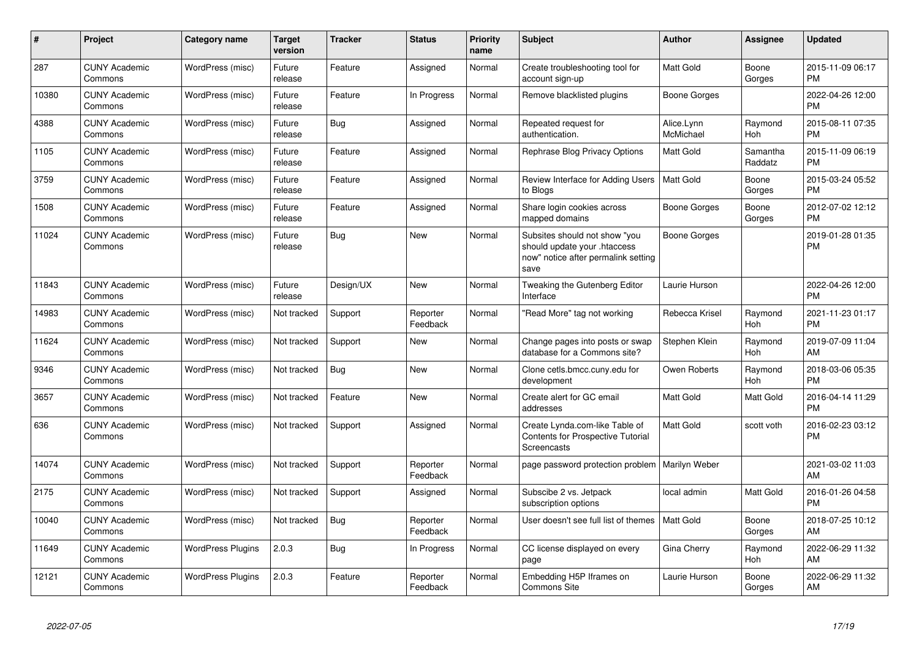| # | Project | Category name | Target version | Tracker | Status | Priority name | Subject | Author | Assignee | Updated |
|---|---|---|---|---|---|---|---|---|---|---|
| 287 | CUNY Academic Commons | WordPress (misc) | Future release | Feature | Assigned | Normal | Create troubleshooting tool for account sign-up | Matt Gold | Boone Gorges | 2015-11-09 06:17 PM |
| 10380 | CUNY Academic Commons | WordPress (misc) | Future release | Feature | In Progress | Normal | Remove blacklisted plugins | Boone Gorges | | 2022-04-26 12:00 PM |
| 4388 | CUNY Academic Commons | WordPress (misc) | Future release | Bug | Assigned | Normal | Repeated request for authentication. | Alice.Lynn McMichael | Raymond Hoh | 2015-08-11 07:35 PM |
| 1105 | CUNY Academic Commons | WordPress (misc) | Future release | Feature | Assigned | Normal | Rephrase Blog Privacy Options | Matt Gold | Samantha Raddatz | 2015-11-09 06:19 PM |
| 3759 | CUNY Academic Commons | WordPress (misc) | Future release | Feature | Assigned | Normal | Review Interface for Adding Users to Blogs | Matt Gold | Boone Gorges | 2015-03-24 05:52 PM |
| 1508 | CUNY Academic Commons | WordPress (misc) | Future release | Feature | Assigned | Normal | Share login cookies across mapped domains | Boone Gorges | Boone Gorges | 2012-07-02 12:12 PM |
| 11024 | CUNY Academic Commons | WordPress (misc) | Future release | Bug | New | Normal | Subsites should not show "you should update your .htaccess now" notice after permalink setting save | Boone Gorges | | 2019-01-28 01:35 PM |
| 11843 | CUNY Academic Commons | WordPress (misc) | Future release | Design/UX | New | Normal | Tweaking the Gutenberg Editor Interface | Laurie Hurson | | 2022-04-26 12:00 PM |
| 14983 | CUNY Academic Commons | WordPress (misc) | Not tracked | Support | Reporter Feedback | Normal | "Read More" tag not working | Rebecca Krisel | Raymond Hoh | 2021-11-23 01:17 PM |
| 11624 | CUNY Academic Commons | WordPress (misc) | Not tracked | Support | New | Normal | Change pages into posts or swap database for a Commons site? | Stephen Klein | Raymond Hoh | 2019-07-09 11:04 AM |
| 9346 | CUNY Academic Commons | WordPress (misc) | Not tracked | Bug | New | Normal | Clone cetls.bmcc.cuny.edu for development | Owen Roberts | Raymond Hoh | 2018-03-06 05:35 PM |
| 3657 | CUNY Academic Commons | WordPress (misc) | Not tracked | Feature | New | Normal | Create alert for GC email addresses | Matt Gold | Matt Gold | 2016-04-14 11:29 PM |
| 636 | CUNY Academic Commons | WordPress (misc) | Not tracked | Support | Assigned | Normal | Create Lynda.com-like Table of Contents for Prospective Tutorial Screencasts | Matt Gold | scott voth | 2016-02-23 03:12 PM |
| 14074 | CUNY Academic Commons | WordPress (misc) | Not tracked | Support | Reporter Feedback | Normal | page password protection problem | Marilyn Weber | | 2021-03-02 11:03 AM |
| 2175 | CUNY Academic Commons | WordPress (misc) | Not tracked | Support | Assigned | Normal | Subscibe 2 vs. Jetpack subscription options | local admin | Matt Gold | 2016-01-26 04:58 PM |
| 10040 | CUNY Academic Commons | WordPress (misc) | Not tracked | Bug | Reporter Feedback | Normal | User doesn't see full list of themes | Matt Gold | Boone Gorges | 2018-07-25 10:12 AM |
| 11649 | CUNY Academic Commons | WordPress Plugins | 2.0.3 | Bug | In Progress | Normal | CC license displayed on every page | Gina Cherry | Raymond Hoh | 2022-06-29 11:32 AM |
| 12121 | CUNY Academic Commons | WordPress Plugins | 2.0.3 | Feature | Reporter Feedback | Normal | Embedding H5P Iframes on Commons Site | Laurie Hurson | Boone Gorges | 2022-06-29 11:32 AM |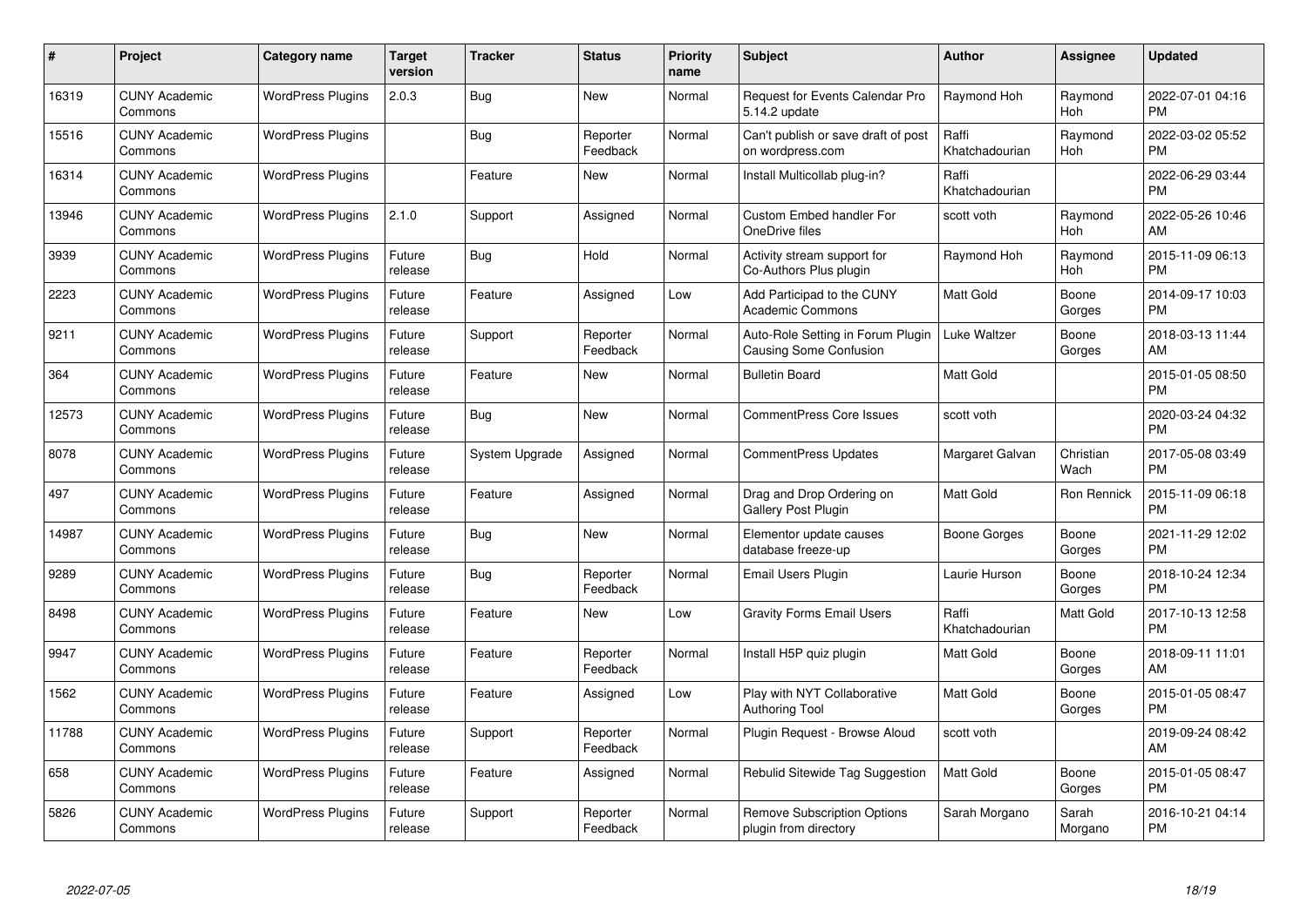| # | Project | Category name | Target version | Tracker | Status | Priority name | Subject | Author | Assignee | Updated |
|---|---|---|---|---|---|---|---|---|---|---|
| 16319 | CUNY Academic Commons | WordPress Plugins | 2.0.3 | Bug | New | Normal | Request for Events Calendar Pro 5.14.2 update | Raymond Hoh | Raymond Hoh | 2022-07-01 04:16 PM |
| 15516 | CUNY Academic Commons | WordPress Plugins | | Bug | Reporter Feedback | Normal | Can't publish or save draft of post on wordpress.com | Raffi Khatchadourian | Raymond Hoh | 2022-03-02 05:52 PM |
| 16314 | CUNY Academic Commons | WordPress Plugins | | Feature | New | Normal | Install Multicollab plug-in? | Raffi Khatchadourian | | 2022-06-29 03:44 PM |
| 13946 | CUNY Academic Commons | WordPress Plugins | 2.1.0 | Support | Assigned | Normal | Custom Embed handler For OneDrive files | scott voth | Raymond Hoh | 2022-05-26 10:46 AM |
| 3939 | CUNY Academic Commons | WordPress Plugins | Future release | Bug | Hold | Normal | Activity stream support for Co-Authors Plus plugin | Raymond Hoh | Raymond Hoh | 2015-11-09 06:13 PM |
| 2223 | CUNY Academic Commons | WordPress Plugins | Future release | Feature | Assigned | Low | Add Participad to the CUNY Academic Commons | Matt Gold | Boone Gorges | 2014-09-17 10:03 PM |
| 9211 | CUNY Academic Commons | WordPress Plugins | Future release | Support | Reporter Feedback | Normal | Auto-Role Setting in Forum Plugin Causing Some Confusion | Luke Waltzer | Boone Gorges | 2018-03-13 11:44 AM |
| 364 | CUNY Academic Commons | WordPress Plugins | Future release | Feature | New | Normal | Bulletin Board | Matt Gold | | 2015-01-05 08:50 PM |
| 12573 | CUNY Academic Commons | WordPress Plugins | Future release | Bug | New | Normal | CommentPress Core Issues | scott voth | | 2020-03-24 04:32 PM |
| 8078 | CUNY Academic Commons | WordPress Plugins | Future release | System Upgrade | Assigned | Normal | CommentPress Updates | Margaret Galvan | Christian Wach | 2017-05-08 03:49 PM |
| 497 | CUNY Academic Commons | WordPress Plugins | Future release | Feature | Assigned | Normal | Drag and Drop Ordering on Gallery Post Plugin | Matt Gold | Ron Rennick | 2015-11-09 06:18 PM |
| 14987 | CUNY Academic Commons | WordPress Plugins | Future release | Bug | New | Normal | Elementor update causes database freeze-up | Boone Gorges | Boone Gorges | 2021-11-29 12:02 PM |
| 9289 | CUNY Academic Commons | WordPress Plugins | Future release | Bug | Reporter Feedback | Normal | Email Users Plugin | Laurie Hurson | Boone Gorges | 2018-10-24 12:34 PM |
| 8498 | CUNY Academic Commons | WordPress Plugins | Future release | Feature | New | Low | Gravity Forms Email Users | Raffi Khatchadourian | Matt Gold | 2017-10-13 12:58 PM |
| 9947 | CUNY Academic Commons | WordPress Plugins | Future release | Feature | Reporter Feedback | Normal | Install H5P quiz plugin | Matt Gold | Boone Gorges | 2018-09-11 11:01 AM |
| 1562 | CUNY Academic Commons | WordPress Plugins | Future release | Feature | Assigned | Low | Play with NYT Collaborative Authoring Tool | Matt Gold | Boone Gorges | 2015-01-05 08:47 PM |
| 11788 | CUNY Academic Commons | WordPress Plugins | Future release | Support | Reporter Feedback | Normal | Plugin Request - Browse Aloud | scott voth | | 2019-09-24 08:42 AM |
| 658 | CUNY Academic Commons | WordPress Plugins | Future release | Feature | Assigned | Normal | Rebulid Sitewide Tag Suggestion | Matt Gold | Boone Gorges | 2015-01-05 08:47 PM |
| 5826 | CUNY Academic Commons | WordPress Plugins | Future release | Support | Reporter Feedback | Normal | Remove Subscription Options plugin from directory | Sarah Morgano | Sarah Morgano | 2016-10-21 04:14 PM |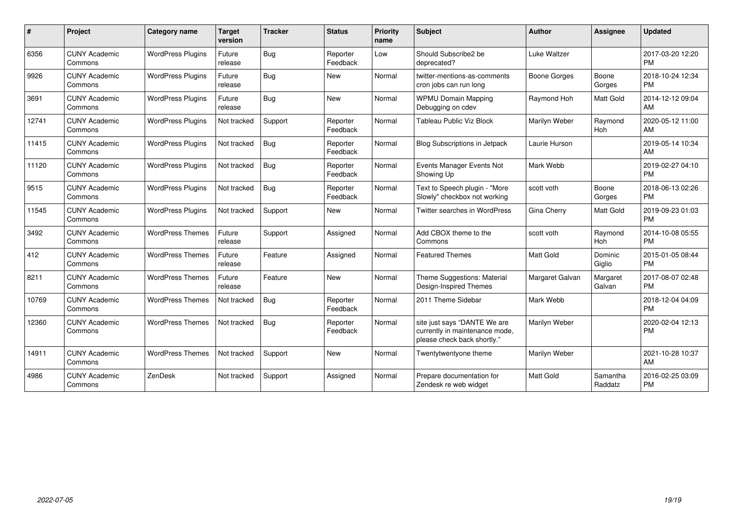| # | Project | Category name | Target version | Tracker | Status | Priority name | Subject | Author | Assignee | Updated |
|---|---|---|---|---|---|---|---|---|---|---|
| 6356 | CUNY Academic Commons | WordPress Plugins | Future release | Bug | Reporter Feedback | Low | Should Subscribe2 be deprecated? | Luke Waltzer | | 2017-03-20 12:20 PM |
| 9926 | CUNY Academic Commons | WordPress Plugins | Future release | Bug | New | Normal | twitter-mentions-as-comments cron jobs can run long | Boone Gorges | Boone Gorges | 2018-10-24 12:34 PM |
| 3691 | CUNY Academic Commons | WordPress Plugins | Future release | Bug | New | Normal | WPMU Domain Mapping Debugging on cdev | Raymond Hoh | Matt Gold | 2014-12-12 09:04 AM |
| 12741 | CUNY Academic Commons | WordPress Plugins | Not tracked | Support | Reporter Feedback | Normal | Tableau Public Viz Block | Marilyn Weber | Raymond Hoh | 2020-05-12 11:00 AM |
| 11415 | CUNY Academic Commons | WordPress Plugins | Not tracked | Bug | Reporter Feedback | Normal | Blog Subscriptions in Jetpack | Laurie Hurson | | 2019-05-14 10:34 AM |
| 11120 | CUNY Academic Commons | WordPress Plugins | Not tracked | Bug | Reporter Feedback | Normal | Events Manager Events Not Showing Up | Mark Webb | | 2019-02-27 04:10 PM |
| 9515 | CUNY Academic Commons | WordPress Plugins | Not tracked | Bug | Reporter Feedback | Normal | Text to Speech plugin - "More Slowly" checkbox not working | scott voth | Boone Gorges | 2018-06-13 02:26 PM |
| 11545 | CUNY Academic Commons | WordPress Plugins | Not tracked | Support | New | Normal | Twitter searches in WordPress | Gina Cherry | Matt Gold | 2019-09-23 01:03 PM |
| 3492 | CUNY Academic Commons | WordPress Themes | Future release | Support | Assigned | Normal | Add CBOX theme to the Commons | scott voth | Raymond Hoh | 2014-10-08 05:55 PM |
| 412 | CUNY Academic Commons | WordPress Themes | Future release | Feature | Assigned | Normal | Featured Themes | Matt Gold | Dominic Giglio | 2015-01-05 08:44 PM |
| 8211 | CUNY Academic Commons | WordPress Themes | Future release | Feature | New | Normal | Theme Suggestions: Material Design-Inspired Themes | Margaret Galvan | Margaret Galvan | 2017-08-07 02:48 PM |
| 10769 | CUNY Academic Commons | WordPress Themes | Not tracked | Bug | Reporter Feedback | Normal | 2011 Theme Sidebar | Mark Webb | | 2018-12-04 04:09 PM |
| 12360 | CUNY Academic Commons | WordPress Themes | Not tracked | Bug | Reporter Feedback | Normal | site just says "DANTE We are currently in maintenance mode, please check back shortly." | Marilyn Weber | | 2020-02-04 12:13 PM |
| 14911 | CUNY Academic Commons | WordPress Themes | Not tracked | Support | New | Normal | Twentytwentyone theme | Marilyn Weber | | 2021-10-28 10:37 AM |
| 4986 | CUNY Academic Commons | ZenDesk | Not tracked | Support | Assigned | Normal | Prepare documentation for Zendesk re web widget | Matt Gold | Samantha Raddatz | 2016-02-25 03:09 PM |